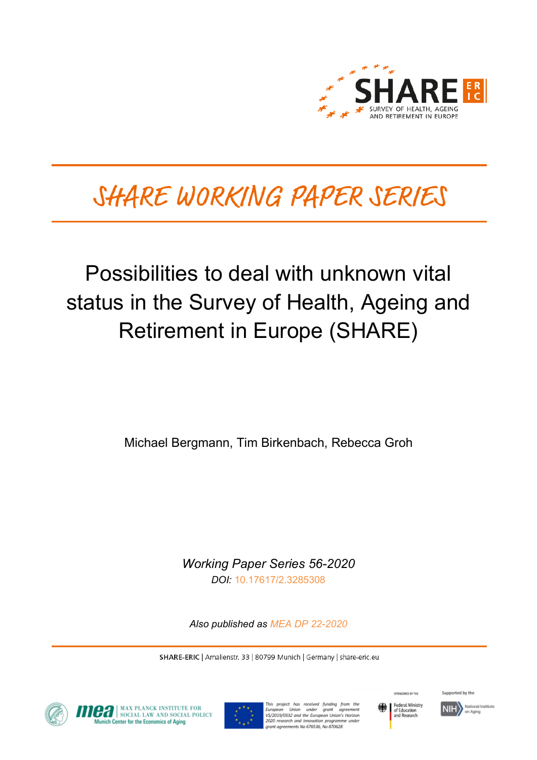SHARE ERIC

SURVEY OF HEALTH, AGEING AND RETIREMENT IN EUROPE

# SHARE WORKING PAPER SERIES

## Possibilities to deal with unknown vital status in the Survey of Health, Ageing and Retirement in Europe (SHARE)

Michael Bergmann, Tim Birkenbach, Rebecca Groh

*Working Paper Series 56-2020*

*DOI:* 10.17617/2.3285308

*Also published as* MEA DP 22-2020

**SHARE-ERIC** | Amalienstr. 33 | 80799 Munich | Germany | share-eric.eu

mea MAX PLANCK INSTITUTE FOR SOCIAL LAW AND SOCIAL POLICY Munich Center for the Economics of Aging

*This project has received funding from the European Union under grant agreement VS/2019/0332 and the European Union's Horizon 2020 research and innovation programme under grant agreements No 676536, No 870628*

SPONSORED BY THE Federal Ministry of Education and Research

Supported by the NIH National Institute on Aging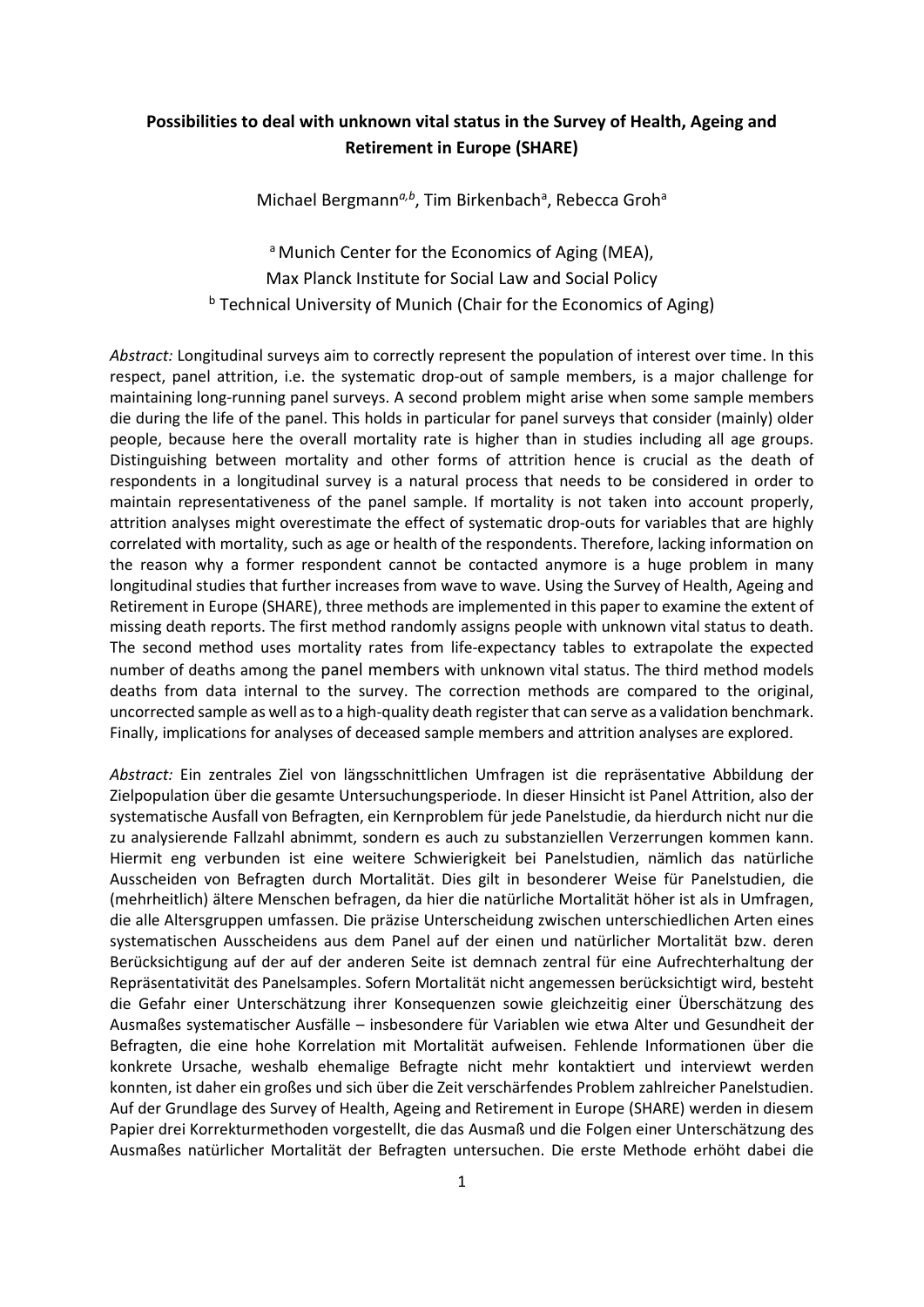**Possibilities to deal with unknown vital status in the Survey of Health, Ageing and Retirement in Europe (SHARE)**

Michael Bergmann[a,b], Tim Birkenbach[a], Rebecca Groh[a]

[a] Munich Center for the Economics of Aging (MEA),
Max Planck Institute for Social Law and Social Policy
[b] Technical University of Munich (Chair for the Economics of Aging)

*Abstract:* Longitudinal surveys aim to correctly represent the population of interest over time. In this respect, panel attrition, i.e. the systematic drop-out of sample members, is a major challenge for maintaining long-running panel surveys. A second problem might arise when some sample members die during the life of the panel. This holds in particular for panel surveys that consider (mainly) older people, because here the overall mortality rate is higher than in studies including all age groups. Distinguishing between mortality and other forms of attrition hence is crucial as the death of respondents in a longitudinal survey is a natural process that needs to be considered in order to maintain representativeness of the panel sample. If mortality is not taken into account properly, attrition analyses might overestimate the effect of systematic drop-outs for variables that are highly correlated with mortality, such as age or health of the respondents. Therefore, lacking information on the reason why a former respondent cannot be contacted anymore is a huge problem in many longitudinal studies that further increases from wave to wave. Using the Survey of Health, Ageing and Retirement in Europe (SHARE), three methods are implemented in this paper to examine the extent of missing death reports. The first method randomly assigns people with unknown vital status to death. The second method uses mortality rates from life-expectancy tables to extrapolate the expected number of deaths among the panel members with unknown vital status. The third method models deaths from data internal to the survey. The correction methods are compared to the original, uncorrected sample as well as to a high-quality death register that can serve as a validation benchmark. Finally, implications for analyses of deceased sample members and attrition analyses are explored.

*Abstract:* Ein zentrales Ziel von längsschnittlichen Umfragen ist die repräsentative Abbildung der Zielpopulation über die gesamte Untersuchungsperiode. In dieser Hinsicht ist Panel Attrition, also der systematische Ausfall von Befragten, ein Kernproblem für jede Panelstudie, da hierdurch nicht nur die zu analysierende Fallzahl abnimmt, sondern es auch zu substanziellen Verzerrungen kommen kann. Hiermit eng verbunden ist eine weitere Schwierigkeit bei Panelstudien, nämlich das natürliche Ausscheiden von Befragten durch Mortalität. Dies gilt in besonderer Weise für Panelstudien, die (mehrheitlich) ältere Menschen befragen, da hier die natürliche Mortalität höher ist als in Umfragen, die alle Altersgruppen umfassen. Die präzise Unterscheidung zwischen unterschiedlichen Arten eines systematischen Ausscheidens aus dem Panel auf der einen und natürlicher Mortalität bzw. deren Berücksichtigung auf der auf der anderen Seite ist demnach zentral für eine Aufrechterhaltung der Repräsentativität des Panelsamples. Sofern Mortalität nicht angemessen berücksichtigt wird, besteht die Gefahr einer Unterschätzung ihrer Konsequenzen sowie gleichzeitig einer Überschätzung des Ausmaßes systematischer Ausfälle – insbesondere für Variablen wie etwa Alter und Gesundheit der Befragten, die eine hohe Korrelation mit Mortalität aufweisen. Fehlende Informationen über die konkrete Ursache, weshalb ehemalige Befragte nicht mehr kontaktiert und interviewt werden konnten, ist daher ein großes und sich über die Zeit verschärfendes Problem zahlreicher Panelstudien. Auf der Grundlage des Survey of Health, Ageing and Retirement in Europe (SHARE) werden in diesem Papier drei Korrekturmethoden vorgestellt, die das Ausmaß und die Folgen einer Unterschätzung des Ausmaßes natürlicher Mortalität der Befragten untersuchen. Die erste Methode erhöht dabei die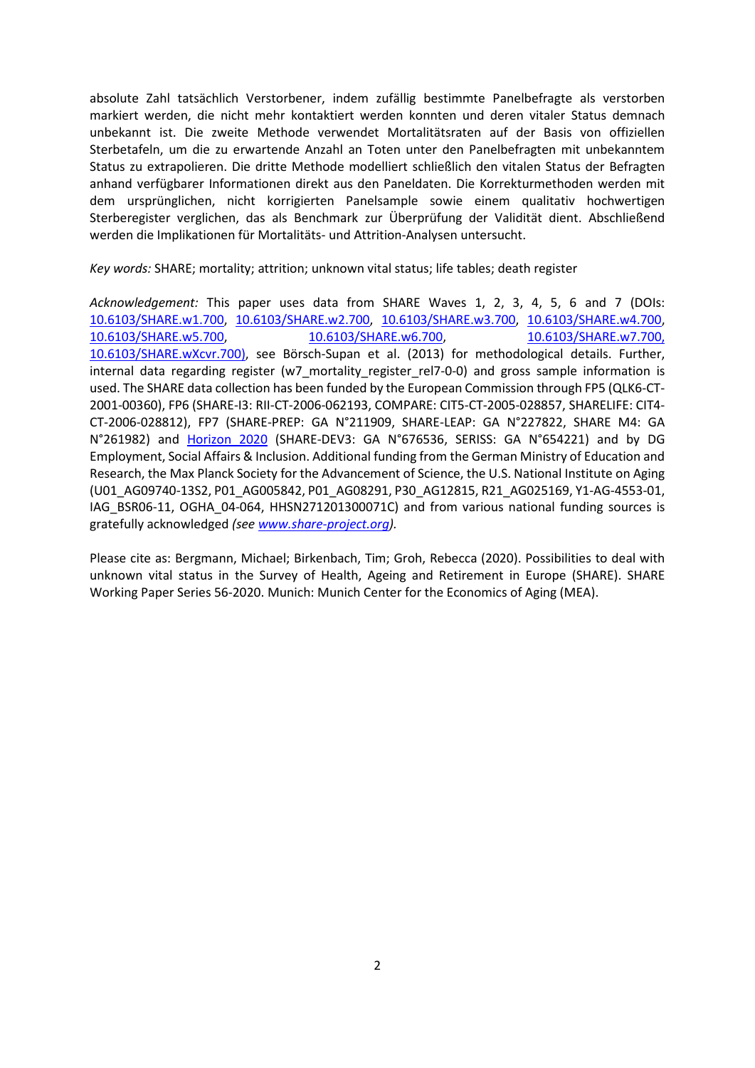absolute Zahl tatsächlich Verstorbener, indem zufällig bestimmte Panelbefragte als verstorben markiert werden, die nicht mehr kontaktiert werden konnten und deren vitaler Status demnach unbekannt ist. Die zweite Methode verwendet Mortalitätsraten auf der Basis von offiziellen Sterbetafeln, um die zu erwartende Anzahl an Toten unter den Panelbefragten mit unbekanntem Status zu extrapolieren. Die dritte Methode modelliert schließlich den vitalen Status der Befragten anhand verfügbarer Informationen direkt aus den Paneldaten. Die Korrekturmethoden werden mit dem ursprünglichen, nicht korrigierten Panelsample sowie einem qualitativ hochwertigen Sterberegister verglichen, das als Benchmark zur Überprüfung der Validität dient. Abschließend werden die Implikationen für Mortalitäts- und Attrition-Analysen untersucht.

*Key words:* SHARE; mortality; attrition; unknown vital status; life tables; death register

*Acknowledgement:* This paper uses data from SHARE Waves 1, 2, 3, 4, 5, 6 and 7 (DOIs: 10.6103/SHARE.w1.700, 10.6103/SHARE.w2.700, 10.6103/SHARE.w3.700, 10.6103/SHARE.w4.700, 10.6103/SHARE.w5.700, 10.6103/SHARE.w6.700, 10.6103/SHARE.w7.700, 10.6103/SHARE.wXcvr.700), see Börsch-Supan et al. (2013) for methodological details. Further, internal data regarding register (w7_mortality_register_rel7-0-0) and gross sample information is used. The SHARE data collection has been funded by the European Commission through FP5 (QLK6-CT-2001-00360), FP6 (SHARE-I3: RII-CT-2006-062193, COMPARE: CIT5-CT-2005-028857, SHARELIFE: CIT4-CT-2006-028812), FP7 (SHARE-PREP: GA N°211909, SHARE-LEAP: GA N°227822, SHARE M4: GA N°261982) and Horizon 2020 (SHARE-DEV3: GA N°676536, SERISS: GA N°654221) and by DG Employment, Social Affairs & Inclusion. Additional funding from the German Ministry of Education and Research, the Max Planck Society for the Advancement of Science, the U.S. National Institute on Aging (U01_AG09740-13S2, P01_AG005842, P01_AG08291, P30_AG12815, R21_AG025169, Y1-AG-4553-01, IAG_BSR06-11, OGHA_04-064, HHSN271201300071C) and from various national funding sources is gratefully acknowledged *(see www.share-project.org).*

Please cite as: Bergmann, Michael; Birkenbach, Tim; Groh, Rebecca (2020). Possibilities to deal with unknown vital status in the Survey of Health, Ageing and Retirement in Europe (SHARE). SHARE Working Paper Series 56-2020. Munich: Munich Center for the Economics of Aging (MEA).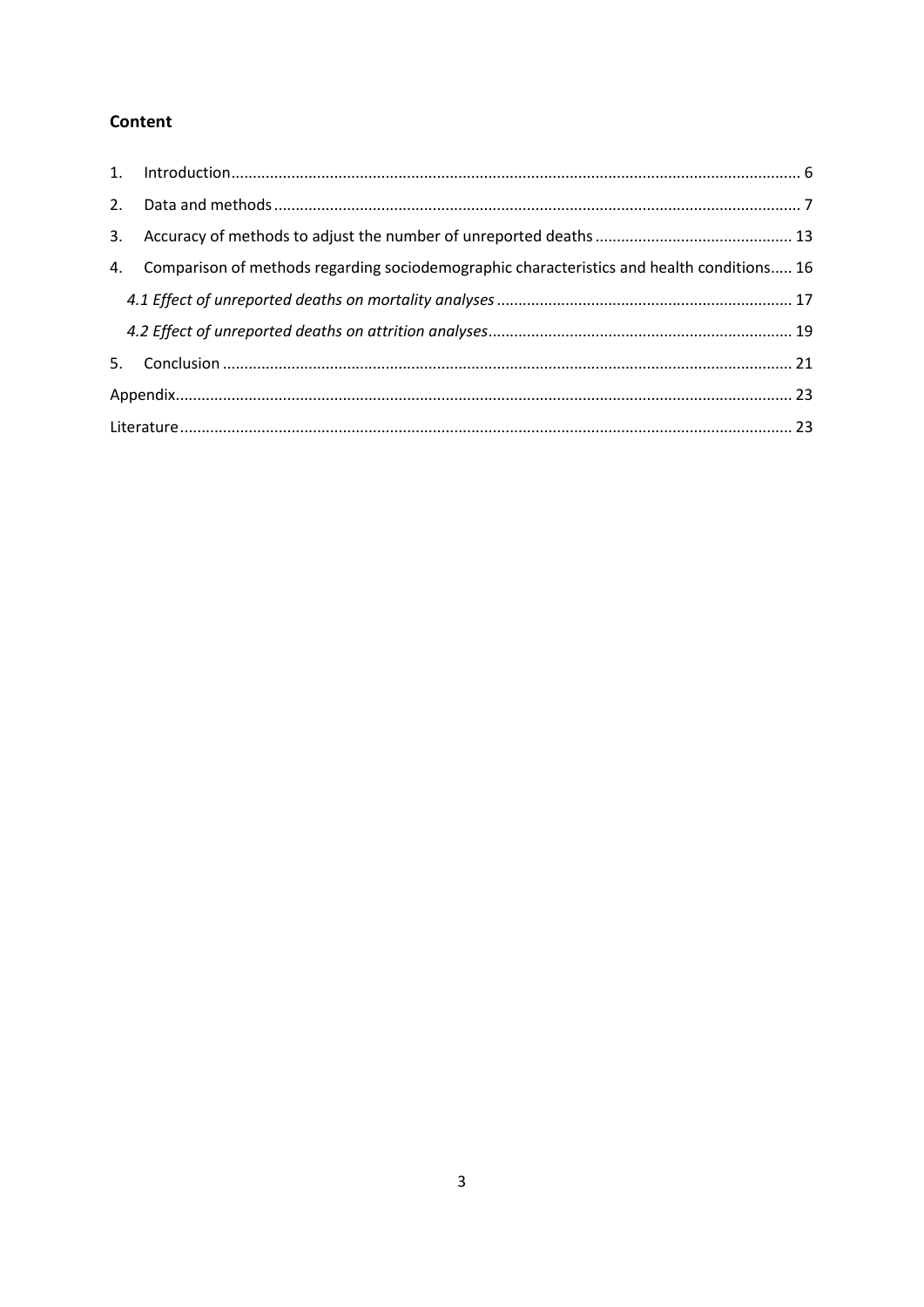## Content

1. Introduction ........................................................................................................................ 6
2. Data and methods ............................................................................................................. 7
3. Accuracy of methods to adjust the number of unreported deaths .................................... 13
4. Comparison of methods regarding sociodemographic characteristics and health conditions ..... 16
   *4.1 Effect of unreported deaths on mortality analyses* .................................................... 17
   *4.2 Effect of unreported deaths on attrition analyses* ..................................................... 19
5. Conclusion ........................................................................................................................ 21

Appendix ................................................................................................................................ 23

Literature ................................................................................................................................ 23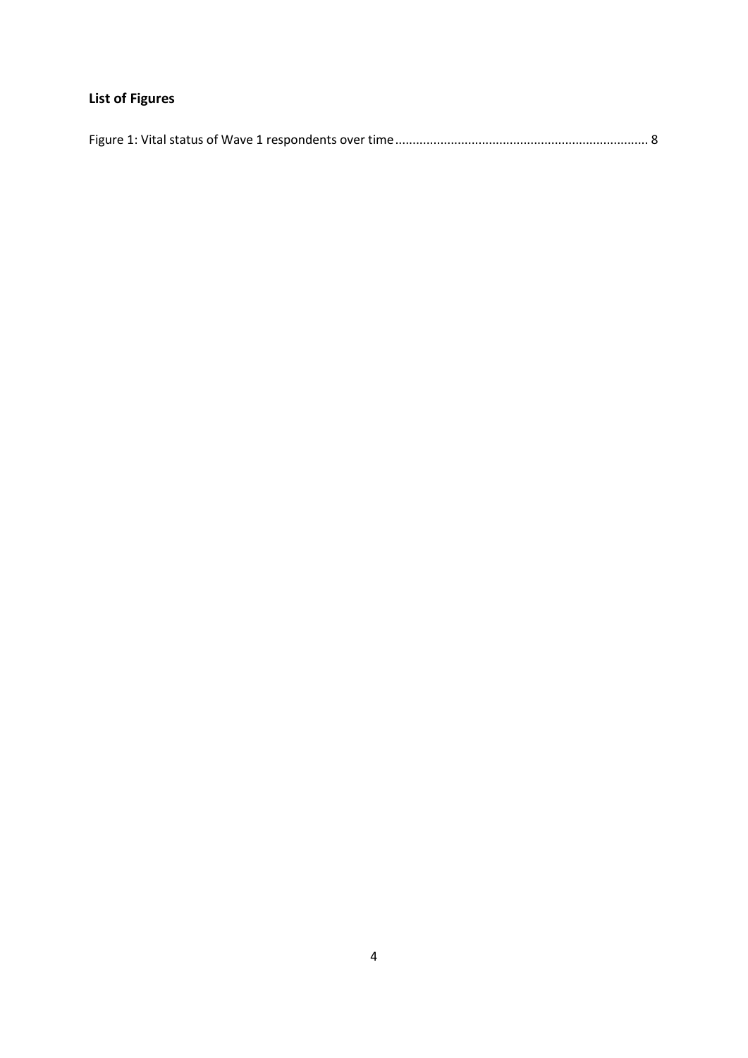## List of Figures

Figure 1: Vital status of Wave 1 respondents over time........................................................................ 8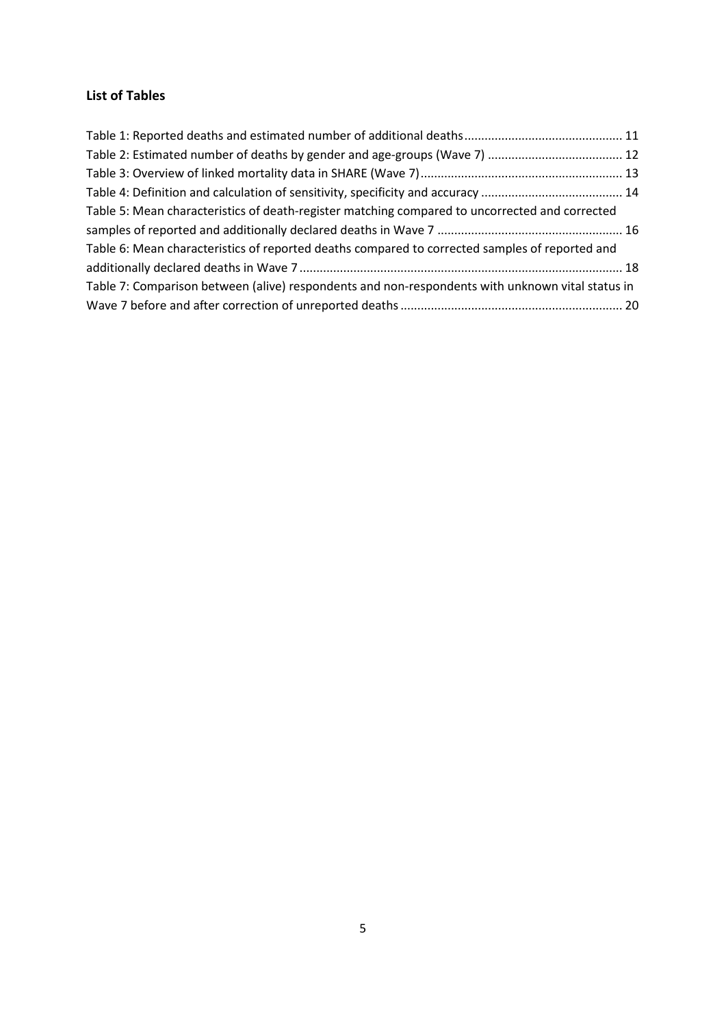**List of Tables**

Table 1: Reported deaths and estimated number of additional deaths ............................................... 11
Table 2: Estimated number of deaths by gender and age-groups (Wave 7) ........................................ 12
Table 3: Overview of linked mortality data in SHARE (Wave 7) ............................................................ 13
Table 4: Definition and calculation of sensitivity, specificity and accuracy .......................................... 14
Table 5: Mean characteristics of death-register matching compared to uncorrected and corrected samples of reported and additionally declared deaths in Wave 7 ....................................................... 16
Table 6: Mean characteristics of reported deaths compared to corrected samples of reported and additionally declared deaths in Wave 7 ............................................................................................... 18
Table 7: Comparison between (alive) respondents and non-respondents with unknown vital status in Wave 7 before and after correction of unreported deaths .................................................................. 20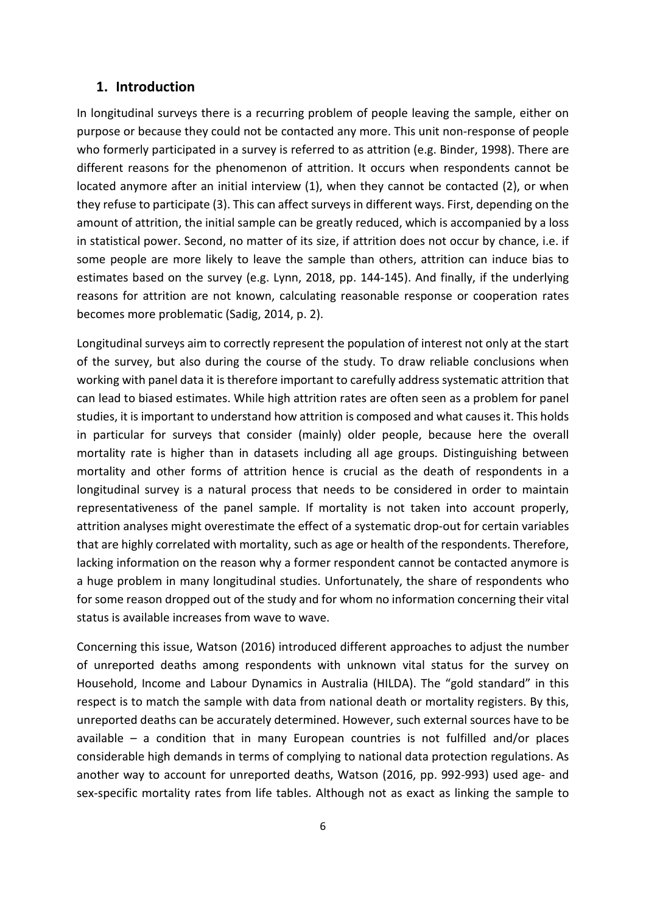## 1. Introduction

In longitudinal surveys there is a recurring problem of people leaving the sample, either on purpose or because they could not be contacted any more. This unit non-response of people who formerly participated in a survey is referred to as attrition (e.g. Binder, 1998). There are different reasons for the phenomenon of attrition. It occurs when respondents cannot be located anymore after an initial interview (1), when they cannot be contacted (2), or when they refuse to participate (3). This can affect surveys in different ways. First, depending on the amount of attrition, the initial sample can be greatly reduced, which is accompanied by a loss in statistical power. Second, no matter of its size, if attrition does not occur by chance, i.e. if some people are more likely to leave the sample than others, attrition can induce bias to estimates based on the survey (e.g. Lynn, 2018, pp. 144-145). And finally, if the underlying reasons for attrition are not known, calculating reasonable response or cooperation rates becomes more problematic (Sadig, 2014, p. 2).

Longitudinal surveys aim to correctly represent the population of interest not only at the start of the survey, but also during the course of the study. To draw reliable conclusions when working with panel data it is therefore important to carefully address systematic attrition that can lead to biased estimates. While high attrition rates are often seen as a problem for panel studies, it is important to understand how attrition is composed and what causes it. This holds in particular for surveys that consider (mainly) older people, because here the overall mortality rate is higher than in datasets including all age groups. Distinguishing between mortality and other forms of attrition hence is crucial as the death of respondents in a longitudinal survey is a natural process that needs to be considered in order to maintain representativeness of the panel sample. If mortality is not taken into account properly, attrition analyses might overestimate the effect of a systematic drop-out for certain variables that are highly correlated with mortality, such as age or health of the respondents. Therefore, lacking information on the reason why a former respondent cannot be contacted anymore is a huge problem in many longitudinal studies. Unfortunately, the share of respondents who for some reason dropped out of the study and for whom no information concerning their vital status is available increases from wave to wave.

Concerning this issue, Watson (2016) introduced different approaches to adjust the number of unreported deaths among respondents with unknown vital status for the survey on Household, Income and Labour Dynamics in Australia (HILDA). The "gold standard" in this respect is to match the sample with data from national death or mortality registers. By this, unreported deaths can be accurately determined. However, such external sources have to be available – a condition that in many European countries is not fulfilled and/or places considerable high demands in terms of complying to national data protection regulations. As another way to account for unreported deaths, Watson (2016, pp. 992-993) used age- and sex-specific mortality rates from life tables. Although not as exact as linking the sample to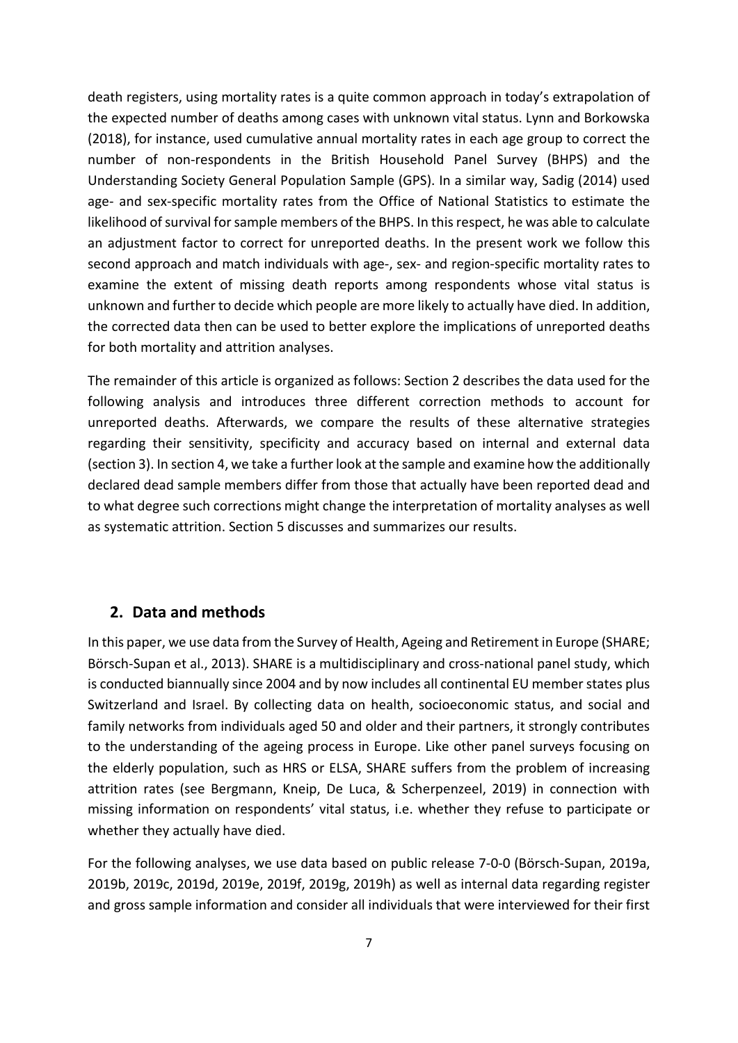death registers, using mortality rates is a quite common approach in today's extrapolation of the expected number of deaths among cases with unknown vital status. Lynn and Borkowska (2018), for instance, used cumulative annual mortality rates in each age group to correct the number of non-respondents in the British Household Panel Survey (BHPS) and the Understanding Society General Population Sample (GPS). In a similar way, Sadig (2014) used age- and sex-specific mortality rates from the Office of National Statistics to estimate the likelihood of survival for sample members of the BHPS. In this respect, he was able to calculate an adjustment factor to correct for unreported deaths. In the present work we follow this second approach and match individuals with age-, sex- and region-specific mortality rates to examine the extent of missing death reports among respondents whose vital status is unknown and further to decide which people are more likely to actually have died. In addition, the corrected data then can be used to better explore the implications of unreported deaths for both mortality and attrition analyses.

The remainder of this article is organized as follows: Section 2 describes the data used for the following analysis and introduces three different correction methods to account for unreported deaths. Afterwards, we compare the results of these alternative strategies regarding their sensitivity, specificity and accuracy based on internal and external data (section 3). In section 4, we take a further look at the sample and examine how the additionally declared dead sample members differ from those that actually have been reported dead and to what degree such corrections might change the interpretation of mortality analyses as well as systematic attrition. Section 5 discusses and summarizes our results.

## 2. Data and methods

In this paper, we use data from the Survey of Health, Ageing and Retirement in Europe (SHARE; Börsch-Supan et al., 2013). SHARE is a multidisciplinary and cross-national panel study, which is conducted biannually since 2004 and by now includes all continental EU member states plus Switzerland and Israel. By collecting data on health, socioeconomic status, and social and family networks from individuals aged 50 and older and their partners, it strongly contributes to the understanding of the ageing process in Europe. Like other panel surveys focusing on the elderly population, such as HRS or ELSA, SHARE suffers from the problem of increasing attrition rates (see Bergmann, Kneip, De Luca, & Scherpenzeel, 2019) in connection with missing information on respondents' vital status, i.e. whether they refuse to participate or whether they actually have died.

For the following analyses, we use data based on public release 7-0-0 (Börsch-Supan, 2019a, 2019b, 2019c, 2019d, 2019e, 2019f, 2019g, 2019h) as well as internal data regarding register and gross sample information and consider all individuals that were interviewed for their first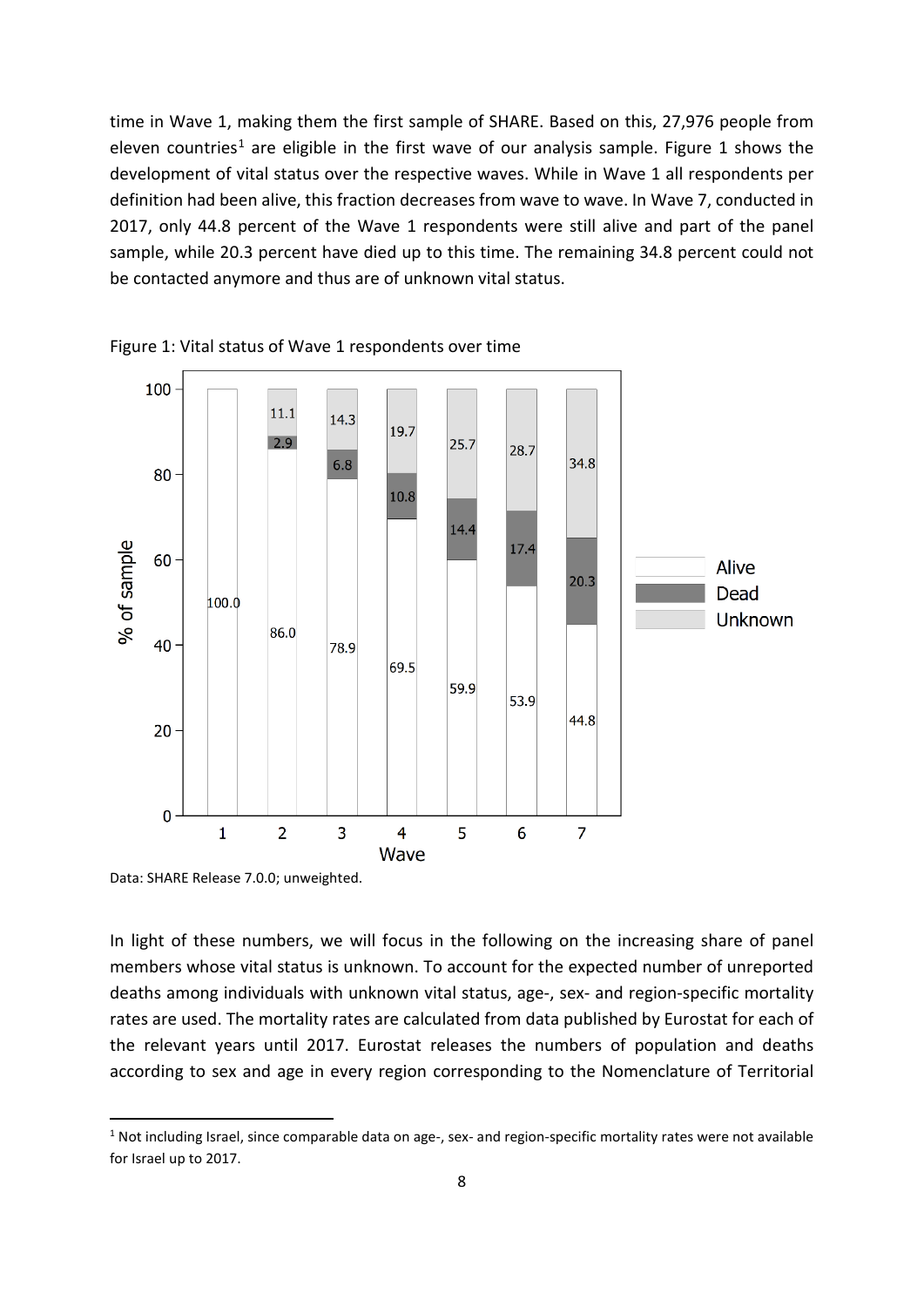time in Wave 1, making them the first sample of SHARE. Based on this, 27,976 people from eleven countries[1] are eligible in the first wave of our analysis sample. Figure 1 shows the development of vital status over the respective waves. While in Wave 1 all respondents per definition had been alive, this fraction decreases from wave to wave. In Wave 7, conducted in 2017, only 44.8 percent of the Wave 1 respondents were still alive and part of the panel sample, while 20.3 percent have died up to this time. The remaining 34.8 percent could not be contacted anymore and thus are of unknown vital status.

Figure 1: Vital status of Wave 1 respondents over time

| Wave | Alive | Dead | Unknown |
|---|---|---|---|
| 1 | 100.0 | | |
| 2 | 86.0 | 2.9 | 11.1 |
| 3 | 78.9 | 6.8 | 14.3 |
| 4 | 69.5 | 10.8 | 19.7 |
| 5 | 59.9 | 14.4 | 25.7 |
| 6 | 53.9 | 17.4 | 28.7 |
| 7 | 44.8 | 20.3 | 34.8 |

Data: SHARE Release 7.0.0; unweighted.

In light of these numbers, we will focus in the following on the increasing share of panel members whose vital status is unknown. To account for the expected number of unreported deaths among individuals with unknown vital status, age-, sex- and region-specific mortality rates are used. The mortality rates are calculated from data published by Eurostat for each of the relevant years until 2017. Eurostat releases the numbers of population and deaths according to sex and age in every region corresponding to the Nomenclature of Territorial

[1] Not including Israel, since comparable data on age-, sex- and region-specific mortality rates were not available for Israel up to 2017.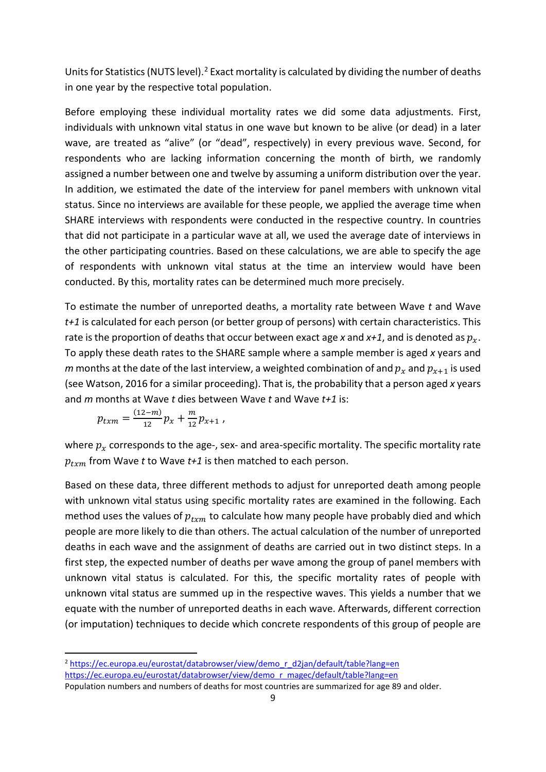Units for Statistics (NUTS level).[2] Exact mortality is calculated by dividing the number of deaths in one year by the respective total population.

Before employing these individual mortality rates we did some data adjustments. First, individuals with unknown vital status in one wave but known to be alive (or dead) in a later wave, are treated as "alive" (or "dead", respectively) in every previous wave. Second, for respondents who are lacking information concerning the month of birth, we randomly assigned a number between one and twelve by assuming a uniform distribution over the year. In addition, we estimated the date of the interview for panel members with unknown vital status. Since no interviews are available for these people, we applied the average time when SHARE interviews with respondents were conducted in the respective country. In countries that did not participate in a particular wave at all, we used the average date of interviews in the other participating countries. Based on these calculations, we are able to specify the age of respondents with unknown vital status at the time an interview would have been conducted. By this, mortality rates can be determined much more precisely.

To estimate the number of unreported deaths, a mortality rate between Wave *t* and Wave *t+1* is calculated for each person (or better group of persons) with certain characteristics. This rate is the proportion of deaths that occur between exact age *x* and *x+1*, and is denoted as $p_x$. To apply these death rates to the SHARE sample where a sample member is aged *x* years and *m* months at the date of the last interview, a weighted combination of and $p_x$ and $p_{x+1}$ is used (see Watson, 2016 for a similar proceeding). That is, the probability that a person aged *x* years and *m* months at Wave *t* dies between Wave *t* and Wave *t+1* is:

$$p_{txm} = \frac{(12-m)}{12} p_x + \frac{m}{12} p_{x+1} ,$$

where $p_x$ corresponds to the age-, sex- and area-specific mortality. The specific mortality rate $p_{txm}$ from Wave *t* to Wave *t+1* is then matched to each person.

Based on these data, three different methods to adjust for unreported death among people with unknown vital status using specific mortality rates are examined in the following. Each method uses the values of $p_{txm}$ to calculate how many people have probably died and which people are more likely to die than others. The actual calculation of the number of unreported deaths in each wave and the assignment of deaths are carried out in two distinct steps. In a first step, the expected number of deaths per wave among the group of panel members with unknown vital status is calculated. For this, the specific mortality rates of people with unknown vital status are summed up in the respective waves. This yields a number that we equate with the number of unreported deaths in each wave. Afterwards, different correction (or imputation) techniques to decide which concrete respondents of this group of people are

[2] https://ec.europa.eu/eurostat/databrowser/view/demo_r_d2jan/default/table?lang=en
https://ec.europa.eu/eurostat/databrowser/view/demo_r_magec/default/table?lang=en
Population numbers and numbers of deaths for most countries are summarized for age 89 and older.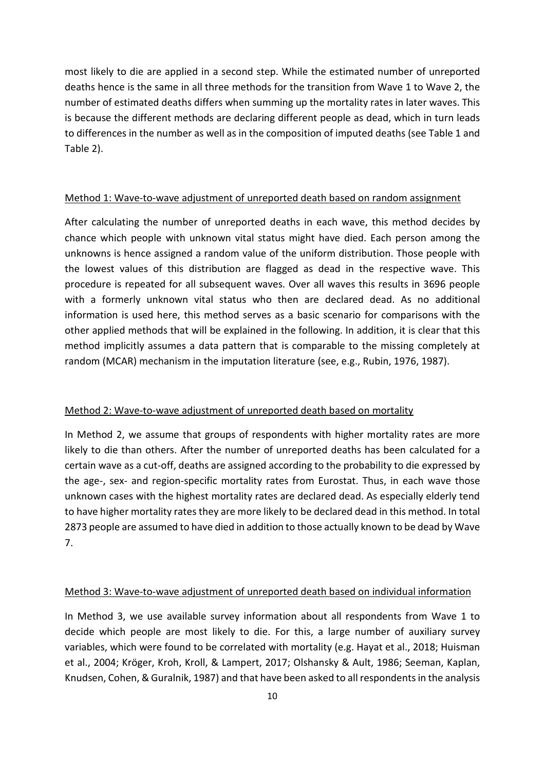most likely to die are applied in a second step. While the estimated number of unreported deaths hence is the same in all three methods for the transition from Wave 1 to Wave 2, the number of estimated deaths differs when summing up the mortality rates in later waves. This is because the different methods are declaring different people as dead, which in turn leads to differences in the number as well as in the composition of imputed deaths (see Table 1 and Table 2).

### Method 1: Wave-to-wave adjustment of unreported death based on random assignment

After calculating the number of unreported deaths in each wave, this method decides by chance which people with unknown vital status might have died. Each person among the unknowns is hence assigned a random value of the uniform distribution. Those people with the lowest values of this distribution are flagged as dead in the respective wave. This procedure is repeated for all subsequent waves. Over all waves this results in 3696 people with a formerly unknown vital status who then are declared dead. As no additional information is used here, this method serves as a basic scenario for comparisons with the other applied methods that will be explained in the following. In addition, it is clear that this method implicitly assumes a data pattern that is comparable to the missing completely at random (MCAR) mechanism in the imputation literature (see, e.g., Rubin, 1976, 1987).

### Method 2: Wave-to-wave adjustment of unreported death based on mortality

In Method 2, we assume that groups of respondents with higher mortality rates are more likely to die than others. After the number of unreported deaths has been calculated for a certain wave as a cut-off, deaths are assigned according to the probability to die expressed by the age-, sex- and region-specific mortality rates from Eurostat. Thus, in each wave those unknown cases with the highest mortality rates are declared dead. As especially elderly tend to have higher mortality rates they are more likely to be declared dead in this method. In total 2873 people are assumed to have died in addition to those actually known to be dead by Wave 7.

### Method 3: Wave-to-wave adjustment of unreported death based on individual information

In Method 3, we use available survey information about all respondents from Wave 1 to decide which people are most likely to die. For this, a large number of auxiliary survey variables, which were found to be correlated with mortality (e.g. Hayat et al., 2018; Huisman et al., 2004; Kröger, Kroh, Kroll, & Lampert, 2017; Olshansky & Ault, 1986; Seeman, Kaplan, Knudsen, Cohen, & Guralnik, 1987) and that have been asked to all respondents in the analysis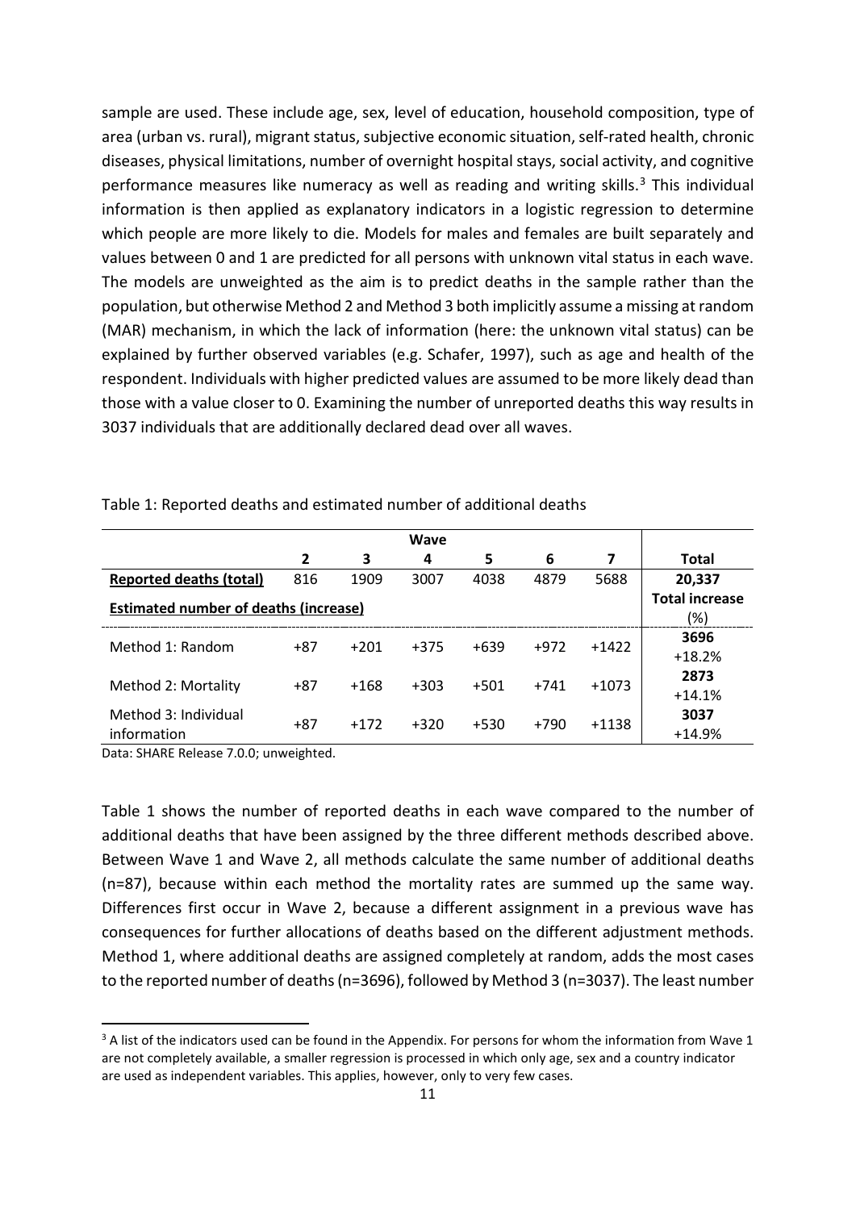sample are used. These include age, sex, level of education, household composition, type of area (urban vs. rural), migrant status, subjective economic situation, self-rated health, chronic diseases, physical limitations, number of overnight hospital stays, social activity, and cognitive performance measures like numeracy as well as reading and writing skills.[3] This individual information is then applied as explanatory indicators in a logistic regression to determine which people are more likely to die. Models for males and females are built separately and values between 0 and 1 are predicted for all persons with unknown vital status in each wave. The models are unweighted as the aim is to predict deaths in the sample rather than the population, but otherwise Method 2 and Method 3 both implicitly assume a missing at random (MAR) mechanism, in which the lack of information (here: the unknown vital status) can be explained by further observed variables (e.g. Schafer, 1997), such as age and health of the respondent. Individuals with higher predicted values are assumed to be more likely dead than those with a value closer to 0. Examining the number of unreported deaths this way results in 3037 individuals that are additionally declared dead over all waves.

Table 1: Reported deaths and estimated number of additional deaths

| | Wave | | | | | | |
|---|---|---|---|---|---|---|---|
| | **2** | **3** | **4** | **5** | **6** | **7** | **Total** |
| **Reported deaths (total)** | 816 | 1909 | 3007 | 4038 | 4879 | 5688 | **20,337** |
| **Estimated number of deaths (increase)** | | | | | | | **Total increase (%)** |
| Method 1: Random | +87 | +201 | +375 | +639 | +972 | +1422 | **3696** +18.2% |
| Method 2: Mortality | +87 | +168 | +303 | +501 | +741 | +1073 | **2873** +14.1% |
| Method 3: Individual information | +87 | +172 | +320 | +530 | +790 | +1138 | **3037** +14.9% |

Data: SHARE Release 7.0.0; unweighted.

Table 1 shows the number of reported deaths in each wave compared to the number of additional deaths that have been assigned by the three different methods described above. Between Wave 1 and Wave 2, all methods calculate the same number of additional deaths (n=87), because within each method the mortality rates are summed up the same way. Differences first occur in Wave 2, because a different assignment in a previous wave has consequences for further allocations of deaths based on the different adjustment methods. Method 1, where additional deaths are assigned completely at random, adds the most cases to the reported number of deaths (n=3696), followed by Method 3 (n=3037). The least number

[3] A list of the indicators used can be found in the Appendix. For persons for whom the information from Wave 1 are not completely available, a smaller regression is processed in which only age, sex and a country indicator are used as independent variables. This applies, however, only to very few cases.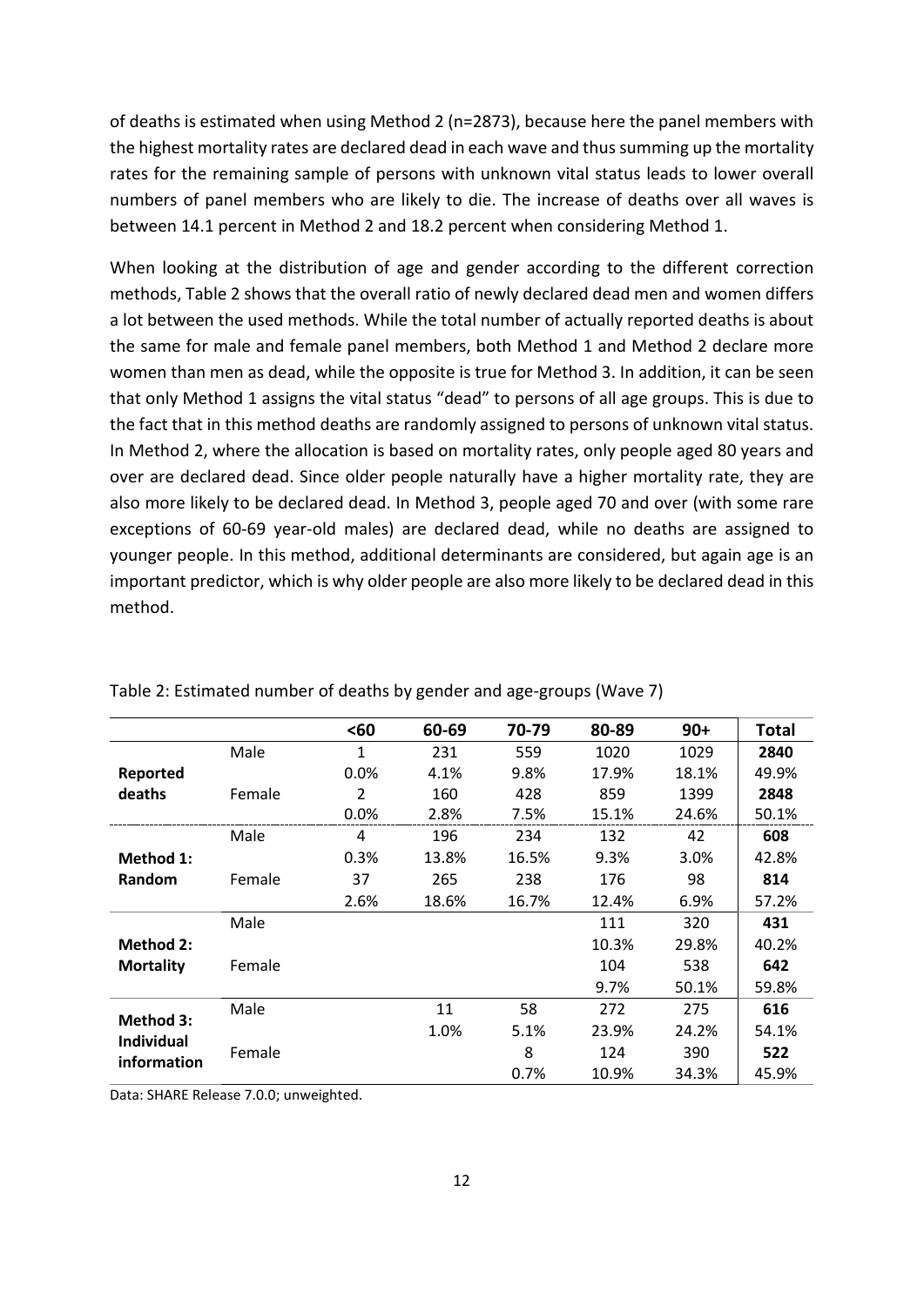of deaths is estimated when using Method 2 (n=2873), because here the panel members with the highest mortality rates are declared dead in each wave and thus summing up the mortality rates for the remaining sample of persons with unknown vital status leads to lower overall numbers of panel members who are likely to die. The increase of deaths over all waves is between 14.1 percent in Method 2 and 18.2 percent when considering Method 1.

When looking at the distribution of age and gender according to the different correction methods, Table 2 shows that the overall ratio of newly declared dead men and women differs a lot between the used methods. While the total number of actually reported deaths is about the same for male and female panel members, both Method 1 and Method 2 declare more women than men as dead, while the opposite is true for Method 3. In addition, it can be seen that only Method 1 assigns the vital status "dead" to persons of all age groups. This is due to the fact that in this method deaths are randomly assigned to persons of unknown vital status. In Method 2, where the allocation is based on mortality rates, only people aged 80 years and over are declared dead. Since older people naturally have a higher mortality rate, they are also more likely to be declared dead. In Method 3, people aged 70 and over (with some rare exceptions of 60-69 year-old males) are declared dead, while no deaths are assigned to younger people. In this method, additional determinants are considered, but again age is an important predictor, which is why older people are also more likely to be declared dead in this method.

Table 2: Estimated number of deaths by gender and age-groups (Wave 7)

| | | <60 | 60-69 | 70-79 | 80-89 | 90+ | Total |
|---|---|---|---|---|---|---|---|
| **Reported deaths** | Male | 1 | 231 | 559 | 1020 | 1029 | **2840** |
| | | 0.0% | 4.1% | 9.8% | 17.9% | 18.1% | 49.9% |
| | Female | 2 | 160 | 428 | 859 | 1399 | **2848** |
| | | 0.0% | 2.8% | 7.5% | 15.1% | 24.6% | 50.1% |
| **Method 1: Random** | Male | 4 | 196 | 234 | 132 | 42 | **608** |
| | | 0.3% | 13.8% | 16.5% | 9.3% | 3.0% | 42.8% |
| | Female | 37 | 265 | 238 | 176 | 98 | **814** |
| | | 2.6% | 18.6% | 16.7% | 12.4% | 6.9% | 57.2% |
| **Method 2: Mortality** | Male | | | | 111 | 320 | **431** |
| | | | | | 10.3% | 29.8% | 40.2% |
| | Female | | | | 104 | 538 | **642** |
| | | | | | 9.7% | 50.1% | 59.8% |
| **Method 3: Individual information** | Male | | 11 | 58 | 272 | 275 | **616** |
| | | | 1.0% | 5.1% | 23.9% | 24.2% | 54.1% |
| | Female | | | 8 | 124 | 390 | **522** |
| | | | | 0.7% | 10.9% | 34.3% | 45.9% |

Data: SHARE Release 7.0.0; unweighted.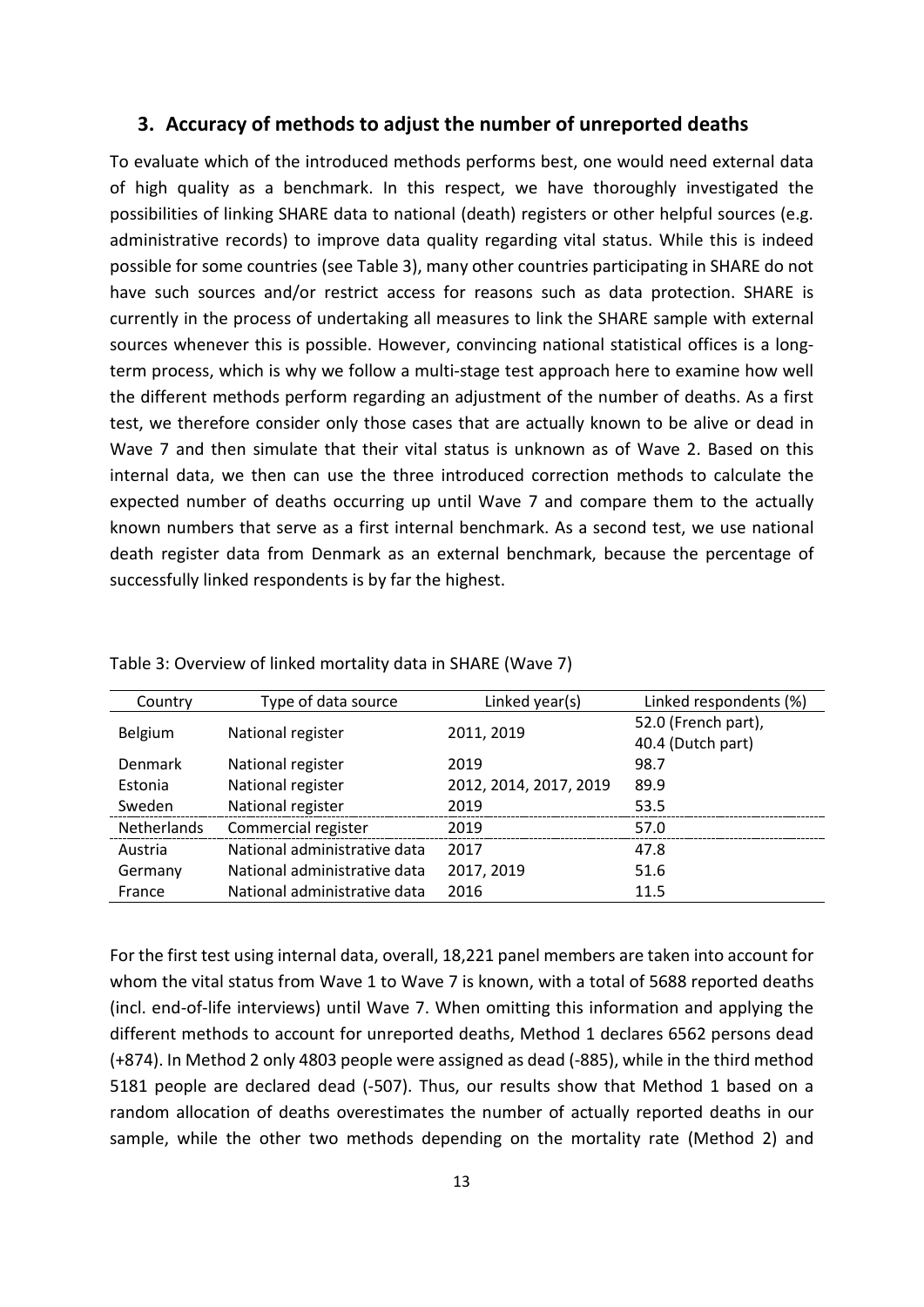## 3. Accuracy of methods to adjust the number of unreported deaths

To evaluate which of the introduced methods performs best, one would need external data of high quality as a benchmark. In this respect, we have thoroughly investigated the possibilities of linking SHARE data to national (death) registers or other helpful sources (e.g. administrative records) to improve data quality regarding vital status. While this is indeed possible for some countries (see Table 3), many other countries participating in SHARE do not have such sources and/or restrict access for reasons such as data protection. SHARE is currently in the process of undertaking all measures to link the SHARE sample with external sources whenever this is possible. However, convincing national statistical offices is a long-term process, which is why we follow a multi-stage test approach here to examine how well the different methods perform regarding an adjustment of the number of deaths. As a first test, we therefore consider only those cases that are actually known to be alive or dead in Wave 7 and then simulate that their vital status is unknown as of Wave 2. Based on this internal data, we then can use the three introduced correction methods to calculate the expected number of deaths occurring up until Wave 7 and compare them to the actually known numbers that serve as a first internal benchmark. As a second test, we use national death register data from Denmark as an external benchmark, because the percentage of successfully linked respondents is by far the highest.

Table 3: Overview of linked mortality data in SHARE (Wave 7)

| Country | Type of data source | Linked year(s) | Linked respondents (%) |
|---|---|---|---|
| Belgium | National register | 2011, 2019 | 52.0 (French part), 40.4 (Dutch part) |
| Denmark | National register | 2019 | 98.7 |
| Estonia | National register | 2012, 2014, 2017, 2019 | 89.9 |
| Sweden | National register | 2019 | 53.5 |
| Netherlands | Commercial register | 2019 | 57.0 |
| Austria | National administrative data | 2017 | 47.8 |
| Germany | National administrative data | 2017, 2019 | 51.6 |
| France | National administrative data | 2016 | 11.5 |

For the first test using internal data, overall, 18,221 panel members are taken into account for whom the vital status from Wave 1 to Wave 7 is known, with a total of 5688 reported deaths (incl. end-of-life interviews) until Wave 7. When omitting this information and applying the different methods to account for unreported deaths, Method 1 declares 6562 persons dead (+874). In Method 2 only 4803 people were assigned as dead (-885), while in the third method 5181 people are declared dead (-507). Thus, our results show that Method 1 based on a random allocation of deaths overestimates the number of actually reported deaths in our sample, while the other two methods depending on the mortality rate (Method 2) and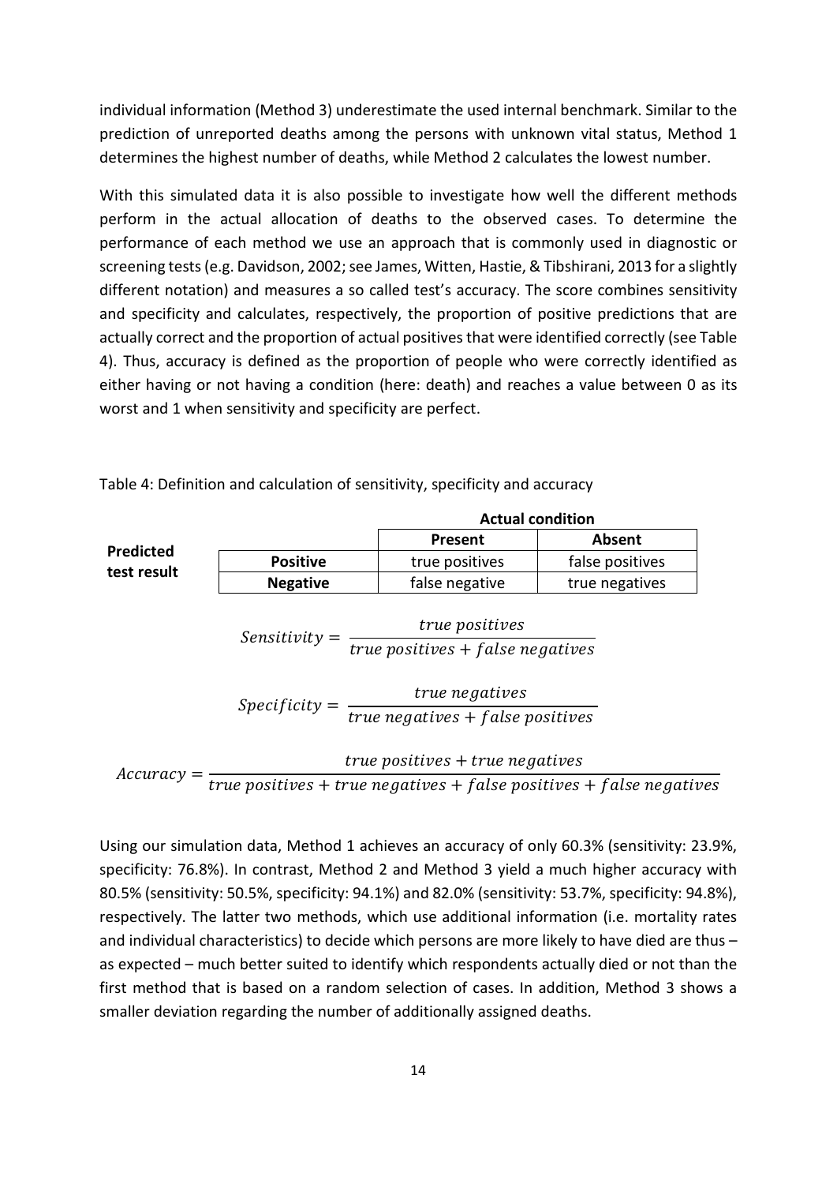individual information (Method 3) underestimate the used internal benchmark. Similar to the prediction of unreported deaths among the persons with unknown vital status, Method 1 determines the highest number of deaths, while Method 2 calculates the lowest number.

With this simulated data it is also possible to investigate how well the different methods perform in the actual allocation of deaths to the observed cases. To determine the performance of each method we use an approach that is commonly used in diagnostic or screening tests (e.g. Davidson, 2002; see James, Witten, Hastie, & Tibshirani, 2013 for a slightly different notation) and measures a so called test's accuracy. The score combines sensitivity and specificity and calculates, respectively, the proportion of positive predictions that are actually correct and the proportion of actual positives that were identified correctly (see Table 4). Thus, accuracy is defined as the proportion of people who were correctly identified as either having or not having a condition (here: death) and reaches a value between 0 as its worst and 1 when sensitivity and specificity are perfect.

Table 4: Definition and calculation of sensitivity, specificity and accuracy

| | | **Actual condition** | |
|---|---|---|---|
| | | **Present** | **Absent** |
| **Predicted test result** | **Positive** | true positives | false positives |
| | **Negative** | false negative | true negatives |

$$Sensitivity = \frac{true\ positives}{true\ positives + false\ negatives}$$

$$Specificity = \frac{true\ negatives}{true\ negatives + false\ positives}$$

$$Accuracy = \frac{true\ positives + true\ negatives}{true\ positives + true\ negatives + false\ positives + false\ negatives}$$

Using our simulation data, Method 1 achieves an accuracy of only 60.3% (sensitivity: 23.9%, specificity: 76.8%). In contrast, Method 2 and Method 3 yield a much higher accuracy with 80.5% (sensitivity: 50.5%, specificity: 94.1%) and 82.0% (sensitivity: 53.7%, specificity: 94.8%), respectively. The latter two methods, which use additional information (i.e. mortality rates and individual characteristics) to decide which persons are more likely to have died are thus – as expected – much better suited to identify which respondents actually died or not than the first method that is based on a random selection of cases. In addition, Method 3 shows a smaller deviation regarding the number of additionally assigned deaths.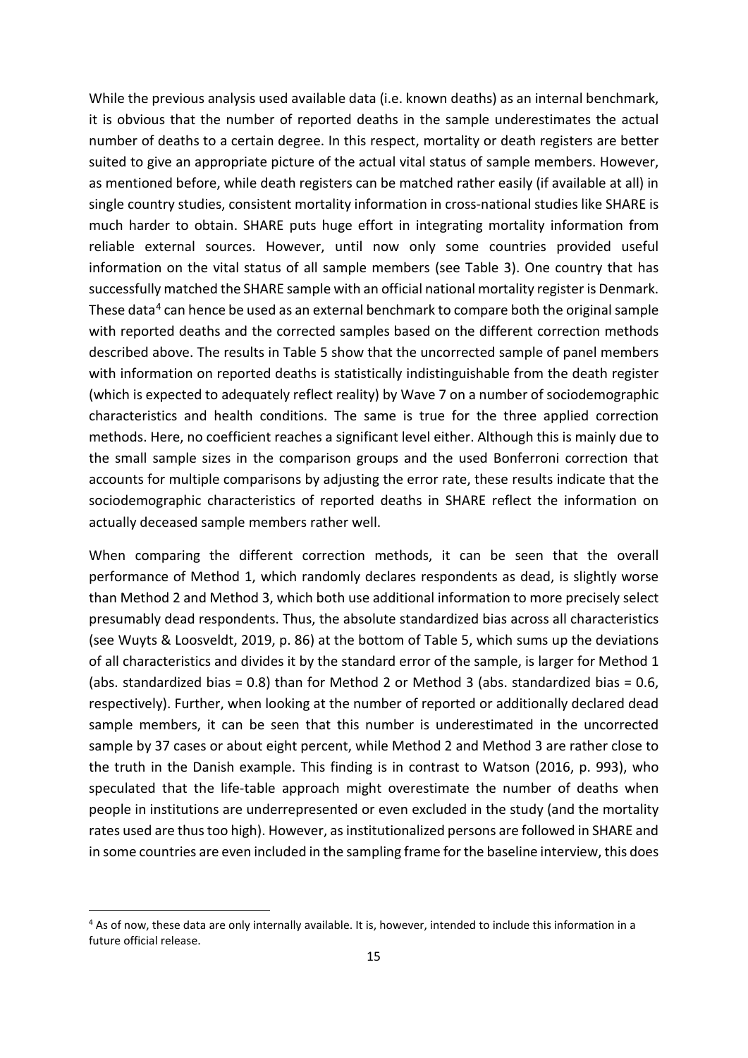While the previous analysis used available data (i.e. known deaths) as an internal benchmark, it is obvious that the number of reported deaths in the sample underestimates the actual number of deaths to a certain degree. In this respect, mortality or death registers are better suited to give an appropriate picture of the actual vital status of sample members. However, as mentioned before, while death registers can be matched rather easily (if available at all) in single country studies, consistent mortality information in cross-national studies like SHARE is much harder to obtain. SHARE puts huge effort in integrating mortality information from reliable external sources. However, until now only some countries provided useful information on the vital status of all sample members (see Table 3). One country that has successfully matched the SHARE sample with an official national mortality register is Denmark. These data[4] can hence be used as an external benchmark to compare both the original sample with reported deaths and the corrected samples based on the different correction methods described above. The results in Table 5 show that the uncorrected sample of panel members with information on reported deaths is statistically indistinguishable from the death register (which is expected to adequately reflect reality) by Wave 7 on a number of sociodemographic characteristics and health conditions. The same is true for the three applied correction methods. Here, no coefficient reaches a significant level either. Although this is mainly due to the small sample sizes in the comparison groups and the used Bonferroni correction that accounts for multiple comparisons by adjusting the error rate, these results indicate that the sociodemographic characteristics of reported deaths in SHARE reflect the information on actually deceased sample members rather well.

When comparing the different correction methods, it can be seen that the overall performance of Method 1, which randomly declares respondents as dead, is slightly worse than Method 2 and Method 3, which both use additional information to more precisely select presumably dead respondents. Thus, the absolute standardized bias across all characteristics (see Wuyts & Loosveldt, 2019, p. 86) at the bottom of Table 5, which sums up the deviations of all characteristics and divides it by the standard error of the sample, is larger for Method 1 (abs. standardized bias = 0.8) than for Method 2 or Method 3 (abs. standardized bias = 0.6, respectively). Further, when looking at the number of reported or additionally declared dead sample members, it can be seen that this number is underestimated in the uncorrected sample by 37 cases or about eight percent, while Method 2 and Method 3 are rather close to the truth in the Danish example. This finding is in contrast to Watson (2016, p. 993), who speculated that the life-table approach might overestimate the number of deaths when people in institutions are underrepresented or even excluded in the study (and the mortality rates used are thus too high). However, as institutionalized persons are followed in SHARE and in some countries are even included in the sampling frame for the baseline interview, this does

[4] As of now, these data are only internally available. It is, however, intended to include this information in a future official release.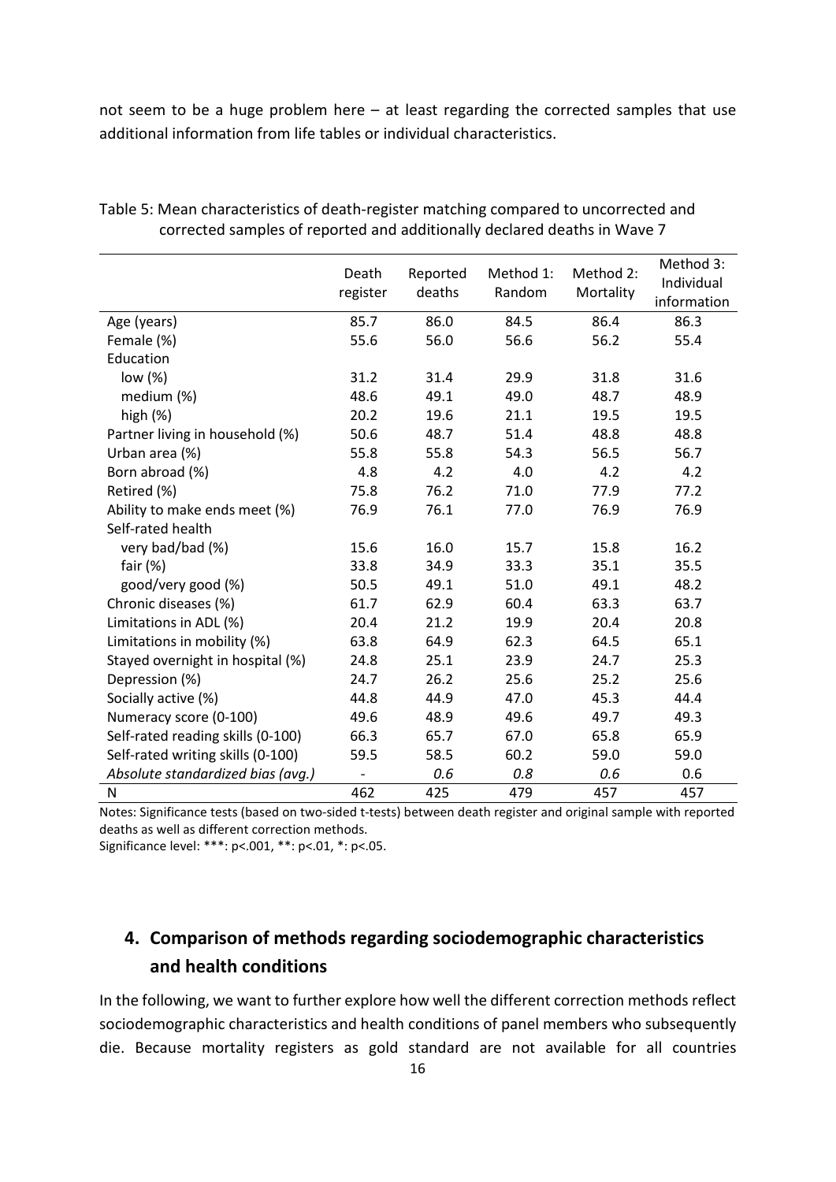not seem to be a huge problem here – at least regarding the corrected samples that use additional information from life tables or individual characteristics.

Table 5: Mean characteristics of death-register matching compared to uncorrected and corrected samples of reported and additionally declared deaths in Wave 7

| | Death register | Reported deaths | Method 1: Random | Method 2: Mortality | Method 3: Individual information |
|---|---|---|---|---|---|
| Age (years) | 85.7 | 86.0 | 84.5 | 86.4 | 86.3 |
| Female (%) | 55.6 | 56.0 | 56.6 | 56.2 | 55.4 |
| Education | | | | | |
| low (%) | 31.2 | 31.4 | 29.9 | 31.8 | 31.6 |
| medium (%) | 48.6 | 49.1 | 49.0 | 48.7 | 48.9 |
| high (%) | 20.2 | 19.6 | 21.1 | 19.5 | 19.5 |
| Partner living in household (%) | 50.6 | 48.7 | 51.4 | 48.8 | 48.8 |
| Urban area (%) | 55.8 | 55.8 | 54.3 | 56.5 | 56.7 |
| Born abroad (%) | 4.8 | 4.2 | 4.0 | 4.2 | 4.2 |
| Retired (%) | 75.8 | 76.2 | 71.0 | 77.9 | 77.2 |
| Ability to make ends meet (%) | 76.9 | 76.1 | 77.0 | 76.9 | 76.9 |
| Self-rated health | | | | | |
| very bad/bad (%) | 15.6 | 16.0 | 15.7 | 15.8 | 16.2 |
| fair (%) | 33.8 | 34.9 | 33.3 | 35.1 | 35.5 |
| good/very good (%) | 50.5 | 49.1 | 51.0 | 49.1 | 48.2 |
| Chronic diseases (%) | 61.7 | 62.9 | 60.4 | 63.3 | 63.7 |
| Limitations in ADL (%) | 20.4 | 21.2 | 19.9 | 20.4 | 20.8 |
| Limitations in mobility (%) | 63.8 | 64.9 | 62.3 | 64.5 | 65.1 |
| Stayed overnight in hospital (%) | 24.8 | 25.1 | 23.9 | 24.7 | 25.3 |
| Depression (%) | 24.7 | 26.2 | 25.6 | 25.2 | 25.6 |
| Socially active (%) | 44.8 | 44.9 | 47.0 | 45.3 | 44.4 |
| Numeracy score (0-100) | 49.6 | 48.9 | 49.6 | 49.7 | 49.3 |
| Self-rated reading skills (0-100) | 66.3 | 65.7 | 67.0 | 65.8 | 65.9 |
| Self-rated writing skills (0-100) | 59.5 | 58.5 | 60.2 | 59.0 | 59.0 |
| *Absolute standardized bias (avg.)* | - | *0.6* | *0.8* | *0.6* | 0.6 |
| N | 462 | 425 | 479 | 457 | 457 |

Notes: Significance tests (based on two-sided t-tests) between death register and original sample with reported deaths as well as different correction methods.
Significance level: ***: p<.001, **: p<.01, *: p<.05.

## 4. Comparison of methods regarding sociodemographic characteristics and health conditions

In the following, we want to further explore how well the different correction methods reflect sociodemographic characteristics and health conditions of panel members who subsequently die. Because mortality registers as gold standard are not available for all countries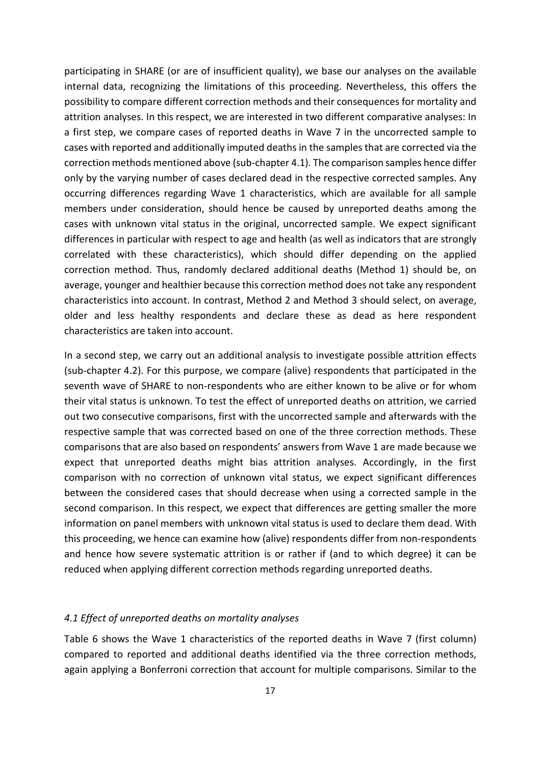participating in SHARE (or are of insufficient quality), we base our analyses on the available internal data, recognizing the limitations of this proceeding. Nevertheless, this offers the possibility to compare different correction methods and their consequences for mortality and attrition analyses. In this respect, we are interested in two different comparative analyses: In a first step, we compare cases of reported deaths in Wave 7 in the uncorrected sample to cases with reported and additionally imputed deaths in the samples that are corrected via the correction methods mentioned above (sub-chapter 4.1). The comparison samples hence differ only by the varying number of cases declared dead in the respective corrected samples. Any occurring differences regarding Wave 1 characteristics, which are available for all sample members under consideration, should hence be caused by unreported deaths among the cases with unknown vital status in the original, uncorrected sample. We expect significant differences in particular with respect to age and health (as well as indicators that are strongly correlated with these characteristics), which should differ depending on the applied correction method. Thus, randomly declared additional deaths (Method 1) should be, on average, younger and healthier because this correction method does not take any respondent characteristics into account. In contrast, Method 2 and Method 3 should select, on average, older and less healthy respondents and declare these as dead as here respondent characteristics are taken into account.

In a second step, we carry out an additional analysis to investigate possible attrition effects (sub-chapter 4.2). For this purpose, we compare (alive) respondents that participated in the seventh wave of SHARE to non-respondents who are either known to be alive or for whom their vital status is unknown. To test the effect of unreported deaths on attrition, we carried out two consecutive comparisons, first with the uncorrected sample and afterwards with the respective sample that was corrected based on one of the three correction methods. These comparisons that are also based on respondents' answers from Wave 1 are made because we expect that unreported deaths might bias attrition analyses. Accordingly, in the first comparison with no correction of unknown vital status, we expect significant differences between the considered cases that should decrease when using a corrected sample in the second comparison. In this respect, we expect that differences are getting smaller the more information on panel members with unknown vital status is used to declare them dead. With this proceeding, we hence can examine how (alive) respondents differ from non-respondents and hence how severe systematic attrition is or rather if (and to which degree) it can be reduced when applying different correction methods regarding unreported deaths.

### *4.1 Effect of unreported deaths on mortality analyses*

Table 6 shows the Wave 1 characteristics of the reported deaths in Wave 7 (first column) compared to reported and additional deaths identified via the three correction methods, again applying a Bonferroni correction that account for multiple comparisons. Similar to the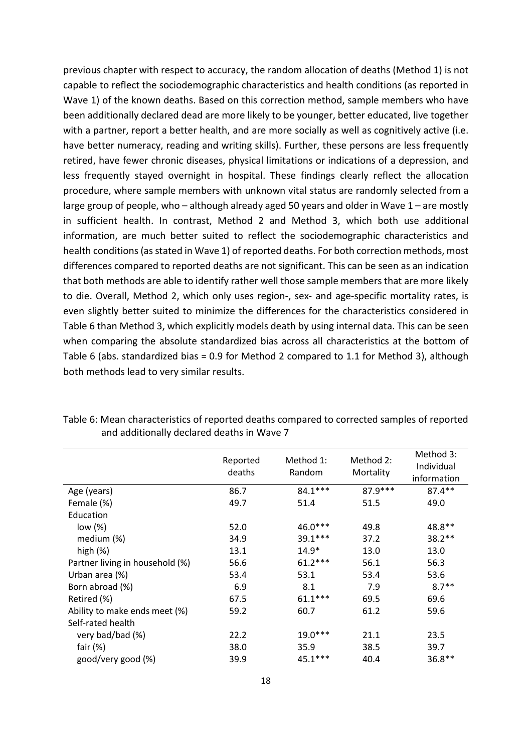previous chapter with respect to accuracy, the random allocation of deaths (Method 1) is not capable to reflect the sociodemographic characteristics and health conditions (as reported in Wave 1) of the known deaths. Based on this correction method, sample members who have been additionally declared dead are more likely to be younger, better educated, live together with a partner, report a better health, and are more socially as well as cognitively active (i.e. have better numeracy, reading and writing skills). Further, these persons are less frequently retired, have fewer chronic diseases, physical limitations or indications of a depression, and less frequently stayed overnight in hospital. These findings clearly reflect the allocation procedure, where sample members with unknown vital status are randomly selected from a large group of people, who – although already aged 50 years and older in Wave 1 – are mostly in sufficient health. In contrast, Method 2 and Method 3, which both use additional information, are much better suited to reflect the sociodemographic characteristics and health conditions (as stated in Wave 1) of reported deaths. For both correction methods, most differences compared to reported deaths are not significant. This can be seen as an indication that both methods are able to identify rather well those sample members that are more likely to die. Overall, Method 2, which only uses region-, sex- and age-specific mortality rates, is even slightly better suited to minimize the differences for the characteristics considered in Table 6 than Method 3, which explicitly models death by using internal data. This can be seen when comparing the absolute standardized bias across all characteristics at the bottom of Table 6 (abs. standardized bias = 0.9 for Method 2 compared to 1.1 for Method 3), although both methods lead to very similar results.

Table 6: Mean characteristics of reported deaths compared to corrected samples of reported and additionally declared deaths in Wave 7

| | Reported deaths | Method 1: Random | Method 2: Mortality | Method 3: Individual information |
|---|---|---|---|---|
| Age (years) | 86.7 | 84.1*** | 87.9*** | 87.4** |
| Female (%) | 49.7 | 51.4 | 51.5 | 49.0 |
| Education | | | | |
| low (%) | 52.0 | 46.0*** | 49.8 | 48.8** |
| medium (%) | 34.9 | 39.1*** | 37.2 | 38.2** |
| high (%) | 13.1 | 14.9* | 13.0 | 13.0 |
| Partner living in household (%) | 56.6 | 61.2*** | 56.1 | 56.3 |
| Urban area (%) | 53.4 | 53.1 | 53.4 | 53.6 |
| Born abroad (%) | 6.9 | 8.1 | 7.9 | 8.7** |
| Retired (%) | 67.5 | 61.1*** | 69.5 | 69.6 |
| Ability to make ends meet (%) | 59.2 | 60.7 | 61.2 | 59.6 |
| Self-rated health | | | | |
| very bad/bad (%) | 22.2 | 19.0*** | 21.1 | 23.5 |
| fair (%) | 38.0 | 35.9 | 38.5 | 39.7 |
| good/very good (%) | 39.9 | 45.1*** | 40.4 | 36.8** |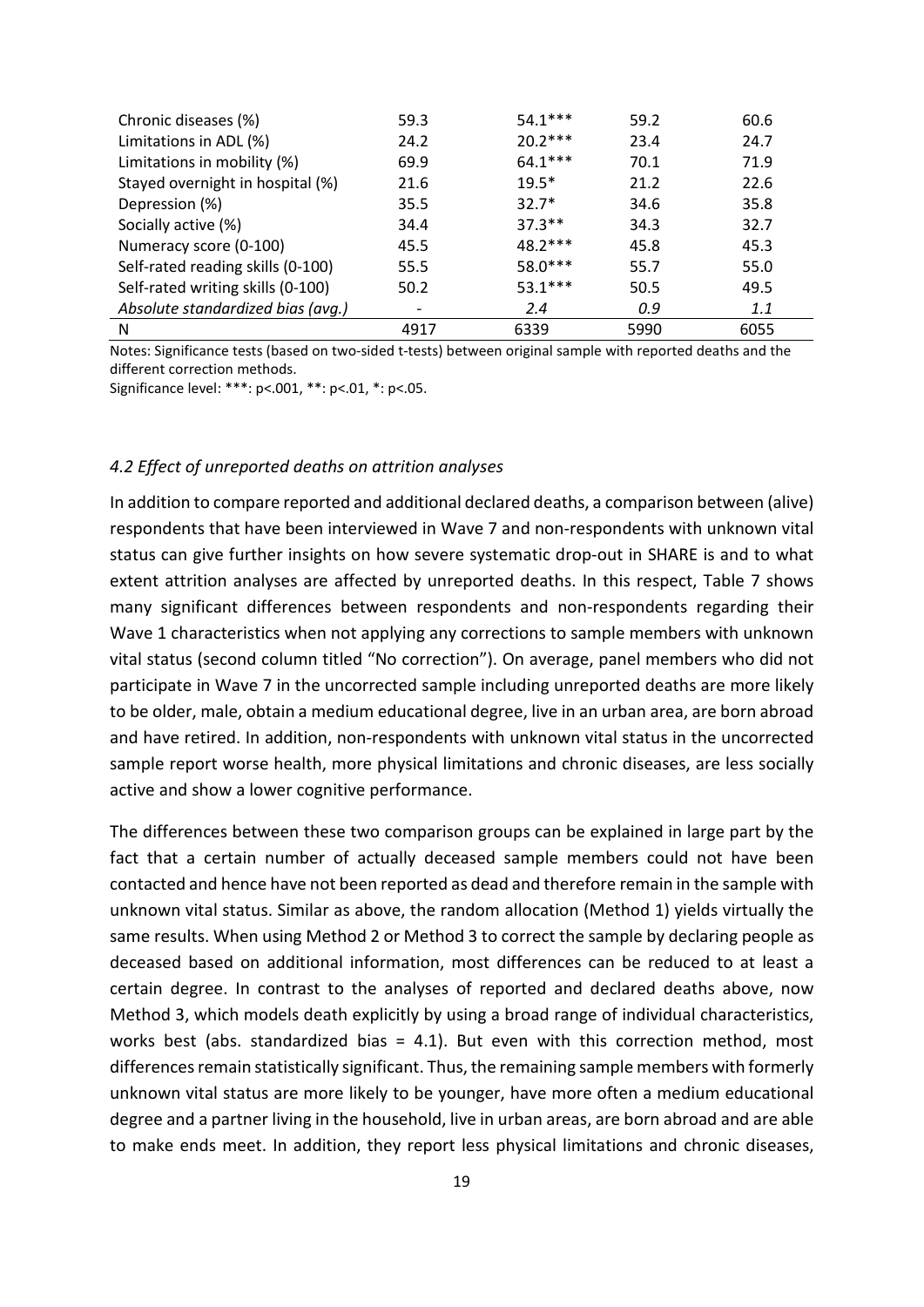| | | | | |
|---|---|---|---|---|
| Chronic diseases (%) | 59.3 | 54.1*** | 59.2 | 60.6 |
| Limitations in ADL (%) | 24.2 | 20.2*** | 23.4 | 24.7 |
| Limitations in mobility (%) | 69.9 | 64.1*** | 70.1 | 71.9 |
| Stayed overnight in hospital (%) | 21.6 | 19.5* | 21.2 | 22.6 |
| Depression (%) | 35.5 | 32.7* | 34.6 | 35.8 |
| Socially active (%) | 34.4 | 37.3** | 34.3 | 32.7 |
| Numeracy score (0-100) | 45.5 | 48.2*** | 45.8 | 45.3 |
| Self-rated reading skills (0-100) | 55.5 | 58.0*** | 55.7 | 55.0 |
| Self-rated writing skills (0-100) | 50.2 | 53.1*** | 50.5 | 49.5 |
| *Absolute standardized bias (avg.)* | - | *2.4* | *0.9* | *1.1* |
| N | 4917 | 6339 | 5990 | 6055 |

Notes: Significance tests (based on two-sided t-tests) between original sample with reported deaths and the different correction methods.

Significance level: ***: p<.001, **: p<.01, *: p<.05.

### *4.2 Effect of unreported deaths on attrition analyses*

In addition to compare reported and additional declared deaths, a comparison between (alive) respondents that have been interviewed in Wave 7 and non-respondents with unknown vital status can give further insights on how severe systematic drop-out in SHARE is and to what extent attrition analyses are affected by unreported deaths. In this respect, Table 7 shows many significant differences between respondents and non-respondents regarding their Wave 1 characteristics when not applying any corrections to sample members with unknown vital status (second column titled "No correction"). On average, panel members who did not participate in Wave 7 in the uncorrected sample including unreported deaths are more likely to be older, male, obtain a medium educational degree, live in an urban area, are born abroad and have retired. In addition, non-respondents with unknown vital status in the uncorrected sample report worse health, more physical limitations and chronic diseases, are less socially active and show a lower cognitive performance.

The differences between these two comparison groups can be explained in large part by the fact that a certain number of actually deceased sample members could not have been contacted and hence have not been reported as dead and therefore remain in the sample with unknown vital status. Similar as above, the random allocation (Method 1) yields virtually the same results. When using Method 2 or Method 3 to correct the sample by declaring people as deceased based on additional information, most differences can be reduced to at least a certain degree. In contrast to the analyses of reported and declared deaths above, now Method 3, which models death explicitly by using a broad range of individual characteristics, works best (abs. standardized bias = 4.1). But even with this correction method, most differences remain statistically significant. Thus, the remaining sample members with formerly unknown vital status are more likely to be younger, have more often a medium educational degree and a partner living in the household, live in urban areas, are born abroad and are able to make ends meet. In addition, they report less physical limitations and chronic diseases,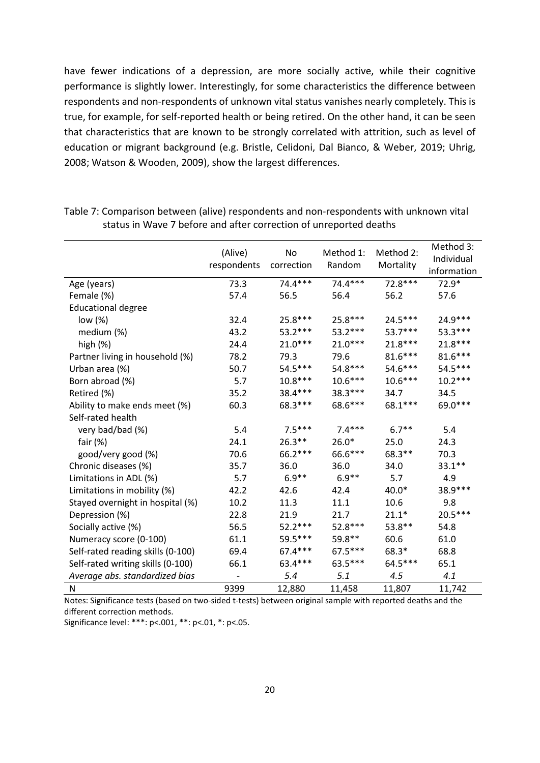have fewer indications of a depression, are more socially active, while their cognitive performance is slightly lower. Interestingly, for some characteristics the difference between respondents and non-respondents of unknown vital status vanishes nearly completely. This is true, for example, for self-reported health or being retired. On the other hand, it can be seen that characteristics that are known to be strongly correlated with attrition, such as level of education or migrant background (e.g. Bristle, Celidoni, Dal Bianco, & Weber, 2019; Uhrig, 2008; Watson & Wooden, 2009), show the largest differences.

Table 7: Comparison between (alive) respondents and non-respondents with unknown vital status in Wave 7 before and after correction of unreported deaths

| | (Alive) respondents | No correction | Method 1: Random | Method 2: Mortality | Method 3: Individual information |
|---|---|---|---|---|---|
| Age (years) | 73.3 | 74.4*** | 74.4*** | 72.8*** | 72.9* |
| Female (%) | 57.4 | 56.5 | 56.4 | 56.2 | 57.6 |
| Educational degree | | | | | |
| low (%) | 32.4 | 25.8*** | 25.8*** | 24.5*** | 24.9*** |
| medium (%) | 43.2 | 53.2*** | 53.2*** | 53.7*** | 53.3*** |
| high (%) | 24.4 | 21.0*** | 21.0*** | 21.8*** | 21.8*** |
| Partner living in household (%) | 78.2 | 79.3 | 79.6 | 81.6*** | 81.6*** |
| Urban area (%) | 50.7 | 54.5*** | 54.8*** | 54.6*** | 54.5*** |
| Born abroad (%) | 5.7 | 10.8*** | 10.6*** | 10.6*** | 10.2*** |
| Retired (%) | 35.2 | 38.4*** | 38.3*** | 34.7 | 34.5 |
| Ability to make ends meet (%) | 60.3 | 68.3*** | 68.6*** | 68.1*** | 69.0*** |
| Self-rated health | | | | | |
| very bad/bad (%) | 5.4 | 7.5*** | 7.4*** | 6.7** | 5.4 |
| fair (%) | 24.1 | 26.3** | 26.0* | 25.0 | 24.3 |
| good/very good (%) | 70.6 | 66.2*** | 66.6*** | 68.3** | 70.3 |
| Chronic diseases (%) | 35.7 | 36.0 | 36.0 | 34.0 | 33.1** |
| Limitations in ADL (%) | 5.7 | 6.9** | 6.9** | 5.7 | 4.9 |
| Limitations in mobility (%) | 42.2 | 42.6 | 42.4 | 40.0* | 38.9*** |
| Stayed overnight in hospital (%) | 10.2 | 11.3 | 11.1 | 10.6 | 9.8 |
| Depression (%) | 22.8 | 21.9 | 21.7 | 21.1* | 20.5*** |
| Socially active (%) | 56.5 | 52.2*** | 52.8*** | 53.8** | 54.8 |
| Numeracy score (0-100) | 61.1 | 59.5*** | 59.8** | 60.6 | 61.0 |
| Self-rated reading skills (0-100) | 69.4 | 67.4*** | 67.5*** | 68.3* | 68.8 |
| Self-rated writing skills (0-100) | 66.1 | 63.4*** | 63.5*** | 64.5*** | 65.1 |
| *Average abs. standardized bias* | - | *5.4* | *5.1* | *4.5* | *4.1* |
| N | 9399 | 12,880 | 11,458 | 11,807 | 11,742 |

Notes: Significance tests (based on two-sided t-tests) between original sample with reported deaths and the different correction methods.

Significance level: ***: p<.001, **: p<.01, *: p<.05.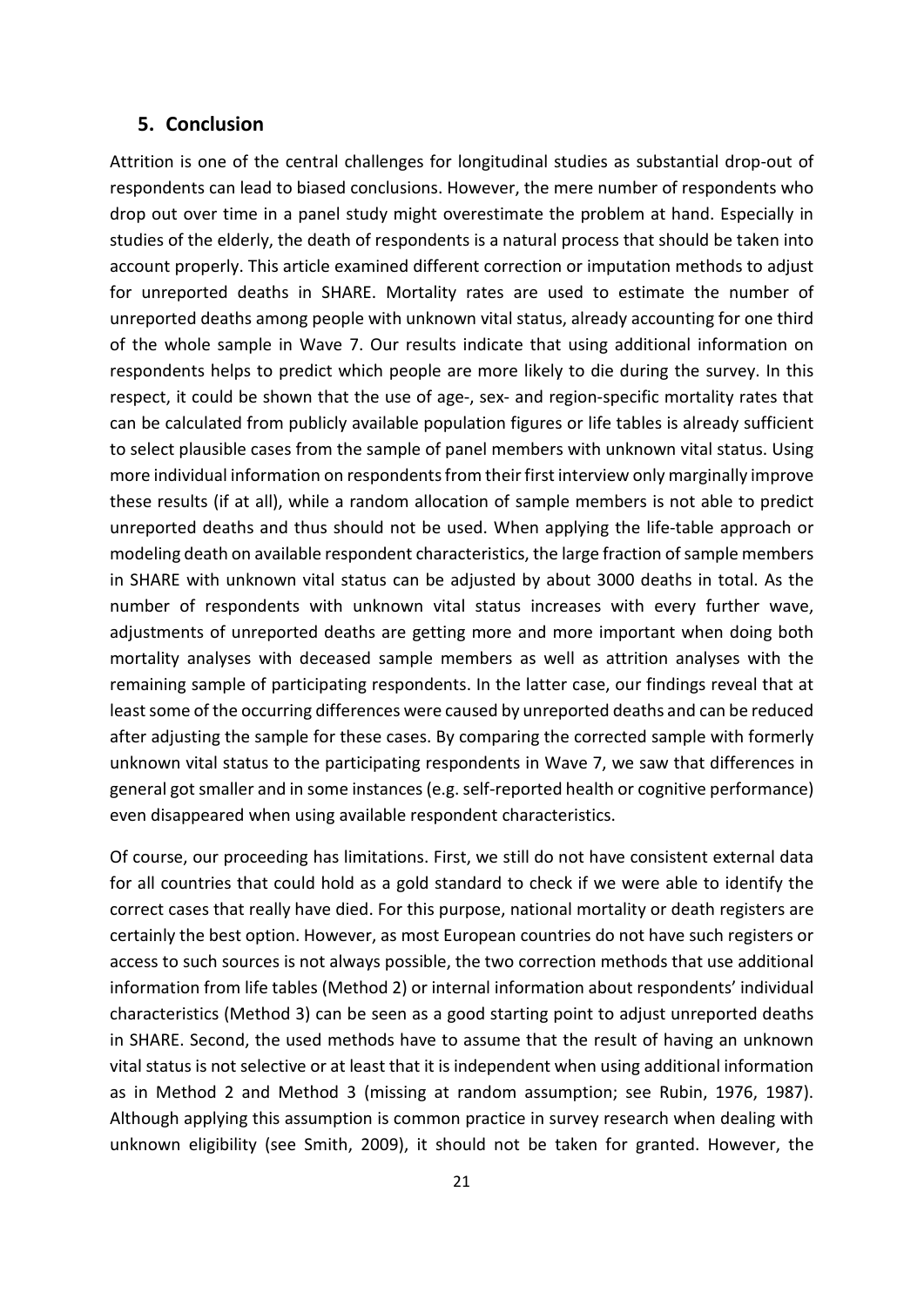## 5. Conclusion

Attrition is one of the central challenges for longitudinal studies as substantial drop-out of respondents can lead to biased conclusions. However, the mere number of respondents who drop out over time in a panel study might overestimate the problem at hand. Especially in studies of the elderly, the death of respondents is a natural process that should be taken into account properly. This article examined different correction or imputation methods to adjust for unreported deaths in SHARE. Mortality rates are used to estimate the number of unreported deaths among people with unknown vital status, already accounting for one third of the whole sample in Wave 7. Our results indicate that using additional information on respondents helps to predict which people are more likely to die during the survey. In this respect, it could be shown that the use of age-, sex- and region-specific mortality rates that can be calculated from publicly available population figures or life tables is already sufficient to select plausible cases from the sample of panel members with unknown vital status. Using more individual information on respondents from their first interview only marginally improve these results (if at all), while a random allocation of sample members is not able to predict unreported deaths and thus should not be used. When applying the life-table approach or modeling death on available respondent characteristics, the large fraction of sample members in SHARE with unknown vital status can be adjusted by about 3000 deaths in total. As the number of respondents with unknown vital status increases with every further wave, adjustments of unreported deaths are getting more and more important when doing both mortality analyses with deceased sample members as well as attrition analyses with the remaining sample of participating respondents. In the latter case, our findings reveal that at least some of the occurring differences were caused by unreported deaths and can be reduced after adjusting the sample for these cases. By comparing the corrected sample with formerly unknown vital status to the participating respondents in Wave 7, we saw that differences in general got smaller and in some instances (e.g. self-reported health or cognitive performance) even disappeared when using available respondent characteristics.

Of course, our proceeding has limitations. First, we still do not have consistent external data for all countries that could hold as a gold standard to check if we were able to identify the correct cases that really have died. For this purpose, national mortality or death registers are certainly the best option. However, as most European countries do not have such registers or access to such sources is not always possible, the two correction methods that use additional information from life tables (Method 2) or internal information about respondents' individual characteristics (Method 3) can be seen as a good starting point to adjust unreported deaths in SHARE. Second, the used methods have to assume that the result of having an unknown vital status is not selective or at least that it is independent when using additional information as in Method 2 and Method 3 (missing at random assumption; see Rubin, 1976, 1987). Although applying this assumption is common practice in survey research when dealing with unknown eligibility (see Smith, 2009), it should not be taken for granted. However, the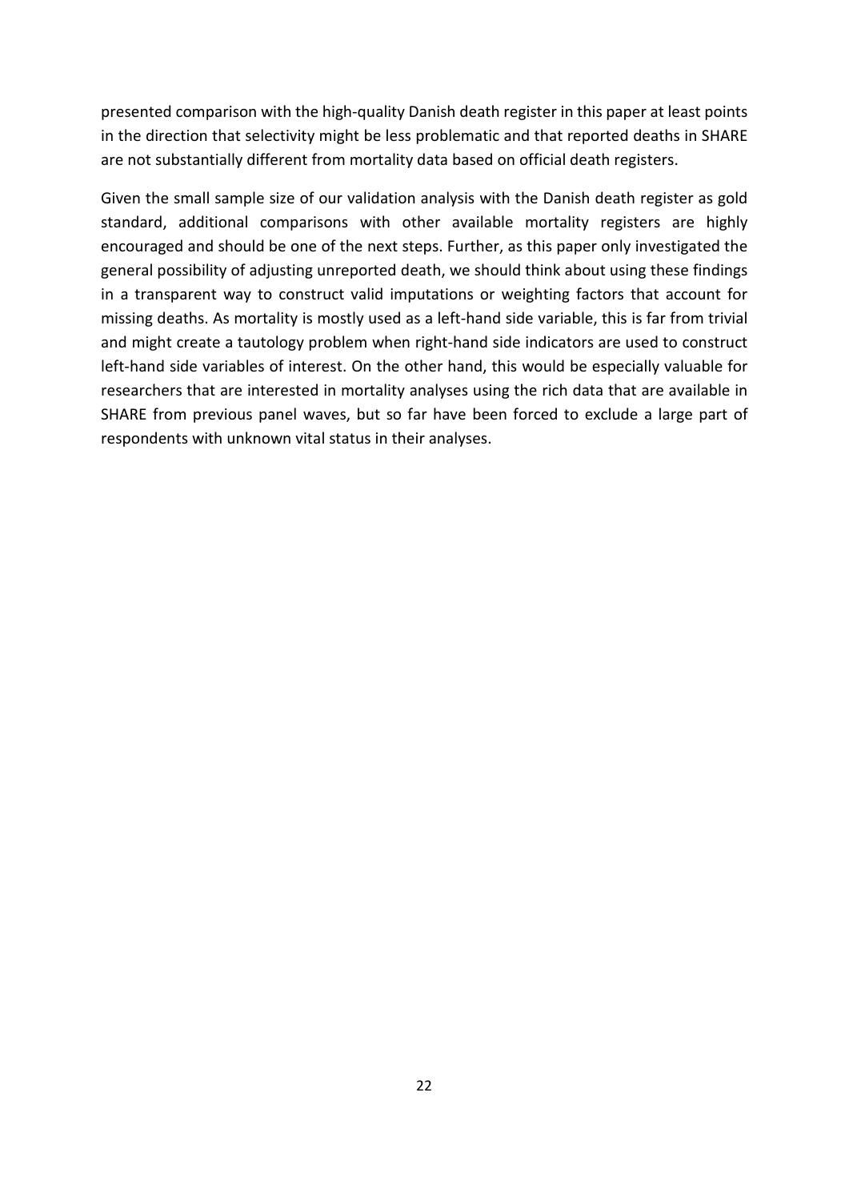presented comparison with the high-quality Danish death register in this paper at least points in the direction that selectivity might be less problematic and that reported deaths in SHARE are not substantially different from mortality data based on official death registers.

Given the small sample size of our validation analysis with the Danish death register as gold standard, additional comparisons with other available mortality registers are highly encouraged and should be one of the next steps. Further, as this paper only investigated the general possibility of adjusting unreported death, we should think about using these findings in a transparent way to construct valid imputations or weighting factors that account for missing deaths. As mortality is mostly used as a left-hand side variable, this is far from trivial and might create a tautology problem when right-hand side indicators are used to construct left-hand side variables of interest. On the other hand, this would be especially valuable for researchers that are interested in mortality analyses using the rich data that are available in SHARE from previous panel waves, but so far have been forced to exclude a large part of respondents with unknown vital status in their analyses.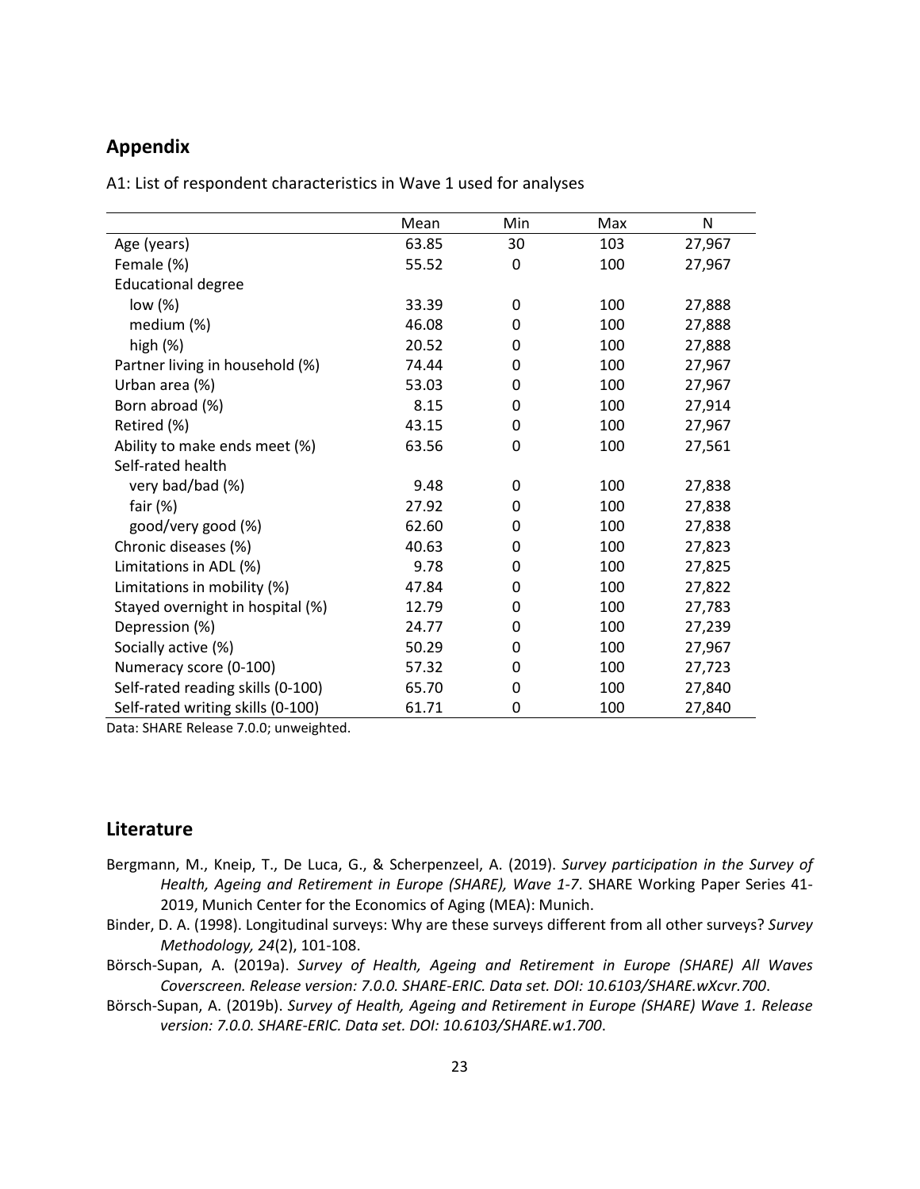## Appendix

A1: List of respondent characteristics in Wave 1 used for analyses

| | Mean | Min | Max | N |
|---|---|---|---|---|
| Age (years) | 63.85 | 30 | 103 | 27,967 |
| Female (%) | 55.52 | 0 | 100 | 27,967 |
| Educational degree | | | | |
| low (%) | 33.39 | 0 | 100 | 27,888 |
| medium (%) | 46.08 | 0 | 100 | 27,888 |
| high (%) | 20.52 | 0 | 100 | 27,888 |
| Partner living in household (%) | 74.44 | 0 | 100 | 27,967 |
| Urban area (%) | 53.03 | 0 | 100 | 27,967 |
| Born abroad (%) | 8.15 | 0 | 100 | 27,914 |
| Retired (%) | 43.15 | 0 | 100 | 27,967 |
| Ability to make ends meet (%) | 63.56 | 0 | 100 | 27,561 |
| Self-rated health | | | | |
| very bad/bad (%) | 9.48 | 0 | 100 | 27,838 |
| fair (%) | 27.92 | 0 | 100 | 27,838 |
| good/very good (%) | 62.60 | 0 | 100 | 27,838 |
| Chronic diseases (%) | 40.63 | 0 | 100 | 27,823 |
| Limitations in ADL (%) | 9.78 | 0 | 100 | 27,825 |
| Limitations in mobility (%) | 47.84 | 0 | 100 | 27,822 |
| Stayed overnight in hospital (%) | 12.79 | 0 | 100 | 27,783 |
| Depression (%) | 24.77 | 0 | 100 | 27,239 |
| Socially active (%) | 50.29 | 0 | 100 | 27,967 |
| Numeracy score (0-100) | 57.32 | 0 | 100 | 27,723 |
| Self-rated reading skills (0-100) | 65.70 | 0 | 100 | 27,840 |
| Self-rated writing skills (0-100) | 61.71 | 0 | 100 | 27,840 |

Data: SHARE Release 7.0.0; unweighted.

## Literature

Bergmann, M., Kneip, T., De Luca, G., & Scherpenzeel, A. (2019). *Survey participation in the Survey of Health, Ageing and Retirement in Europe (SHARE), Wave 1-7*. SHARE Working Paper Series 41-2019, Munich Center for the Economics of Aging (MEA): Munich.

Binder, D. A. (1998). Longitudinal surveys: Why are these surveys different from all other surveys? *Survey Methodology, 24*(2), 101-108.

Börsch-Supan, A. (2019a). *Survey of Health, Ageing and Retirement in Europe (SHARE) All Waves Coverscreen. Release version: 7.0.0. SHARE-ERIC. Data set. DOI: 10.6103/SHARE.wXcvr.700*.

Börsch-Supan, A. (2019b). *Survey of Health, Ageing and Retirement in Europe (SHARE) Wave 1. Release version: 7.0.0. SHARE-ERIC. Data set. DOI: 10.6103/SHARE.w1.700*.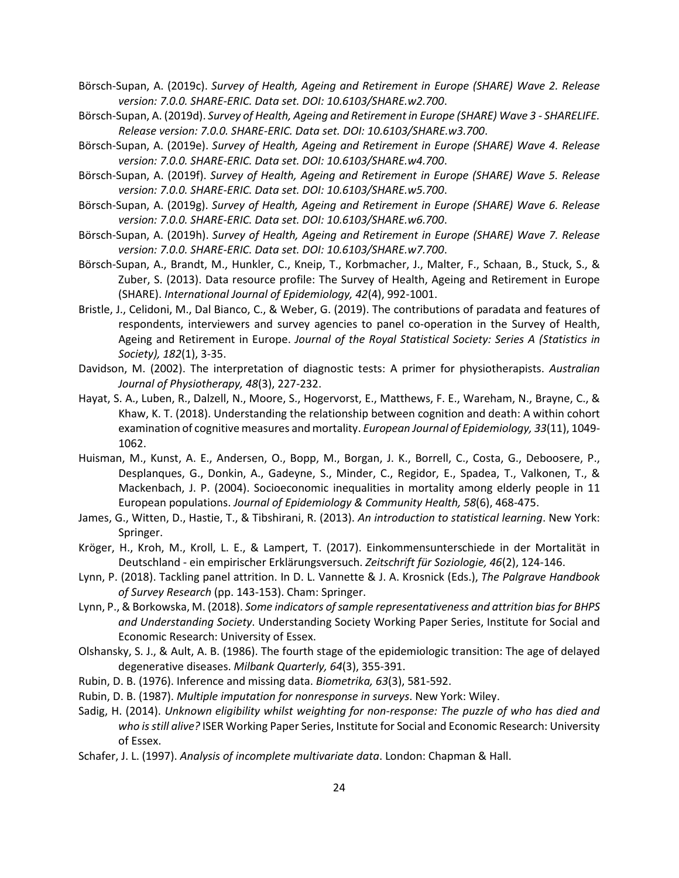Börsch-Supan, A. (2019c). *Survey of Health, Ageing and Retirement in Europe (SHARE) Wave 2. Release version: 7.0.0. SHARE-ERIC. Data set. DOI: 10.6103/SHARE.w2.700*.

Börsch-Supan, A. (2019d). *Survey of Health, Ageing and Retirement in Europe (SHARE) Wave 3 - SHARELIFE. Release version: 7.0.0. SHARE-ERIC. Data set. DOI: 10.6103/SHARE.w3.700*.

Börsch-Supan, A. (2019e). *Survey of Health, Ageing and Retirement in Europe (SHARE) Wave 4. Release version: 7.0.0. SHARE-ERIC. Data set. DOI: 10.6103/SHARE.w4.700*.

Börsch-Supan, A. (2019f). *Survey of Health, Ageing and Retirement in Europe (SHARE) Wave 5. Release version: 7.0.0. SHARE-ERIC. Data set. DOI: 10.6103/SHARE.w5.700*.

Börsch-Supan, A. (2019g). *Survey of Health, Ageing and Retirement in Europe (SHARE) Wave 6. Release version: 7.0.0. SHARE-ERIC. Data set. DOI: 10.6103/SHARE.w6.700*.

Börsch-Supan, A. (2019h). *Survey of Health, Ageing and Retirement in Europe (SHARE) Wave 7. Release version: 7.0.0. SHARE-ERIC. Data set. DOI: 10.6103/SHARE.w7.700*.

Börsch-Supan, A., Brandt, M., Hunkler, C., Kneip, T., Korbmacher, J., Malter, F., Schaan, B., Stuck, S., & Zuber, S. (2013). Data resource profile: The Survey of Health, Ageing and Retirement in Europe (SHARE). *International Journal of Epidemiology, 42*(4), 992-1001.

Bristle, J., Celidoni, M., Dal Bianco, C., & Weber, G. (2019). The contributions of paradata and features of respondents, interviewers and survey agencies to panel co-operation in the Survey of Health, Ageing and Retirement in Europe. *Journal of the Royal Statistical Society: Series A (Statistics in Society), 182*(1), 3-35.

Davidson, M. (2002). The interpretation of diagnostic tests: A primer for physiotherapists. *Australian Journal of Physiotherapy, 48*(3), 227-232.

Hayat, S. A., Luben, R., Dalzell, N., Moore, S., Hogervorst, E., Matthews, F. E., Wareham, N., Brayne, C., & Khaw, K. T. (2018). Understanding the relationship between cognition and death: A within cohort examination of cognitive measures and mortality. *European Journal of Epidemiology, 33*(11), 1049-1062.

Huisman, M., Kunst, A. E., Andersen, O., Bopp, M., Borgan, J. K., Borrell, C., Costa, G., Deboosere, P., Desplanques, G., Donkin, A., Gadeyne, S., Minder, C., Regidor, E., Spadea, T., Valkonen, T., & Mackenbach, J. P. (2004). Socioeconomic inequalities in mortality among elderly people in 11 European populations. *Journal of Epidemiology & Community Health, 58*(6), 468-475.

James, G., Witten, D., Hastie, T., & Tibshirani, R. (2013). *An introduction to statistical learning*. New York: Springer.

Kröger, H., Kroh, M., Kroll, L. E., & Lampert, T. (2017). Einkommensunterschiede in der Mortalität in Deutschland - ein empirischer Erklärungsversuch. *Zeitschrift für Soziologie, 46*(2), 124-146.

Lynn, P. (2018). Tackling panel attrition. In D. L. Vannette & J. A. Krosnick (Eds.), *The Palgrave Handbook of Survey Research* (pp. 143-153). Cham: Springer.

Lynn, P., & Borkowska, M. (2018). *Some indicators of sample representativeness and attrition bias for BHPS and Understanding Society*. Understanding Society Working Paper Series, Institute for Social and Economic Research: University of Essex.

Olshansky, S. J., & Ault, A. B. (1986). The fourth stage of the epidemiologic transition: The age of delayed degenerative diseases. *Milbank Quarterly, 64*(3), 355-391.

Rubin, D. B. (1976). Inference and missing data. *Biometrika, 63*(3), 581-592.

Rubin, D. B. (1987). *Multiple imputation for nonresponse in surveys*. New York: Wiley.

Sadig, H. (2014). *Unknown eligibility whilst weighting for non-response: The puzzle of who has died and who is still alive?* ISER Working Paper Series, Institute for Social and Economic Research: University of Essex.

Schafer, J. L. (1997). *Analysis of incomplete multivariate data*. London: Chapman & Hall.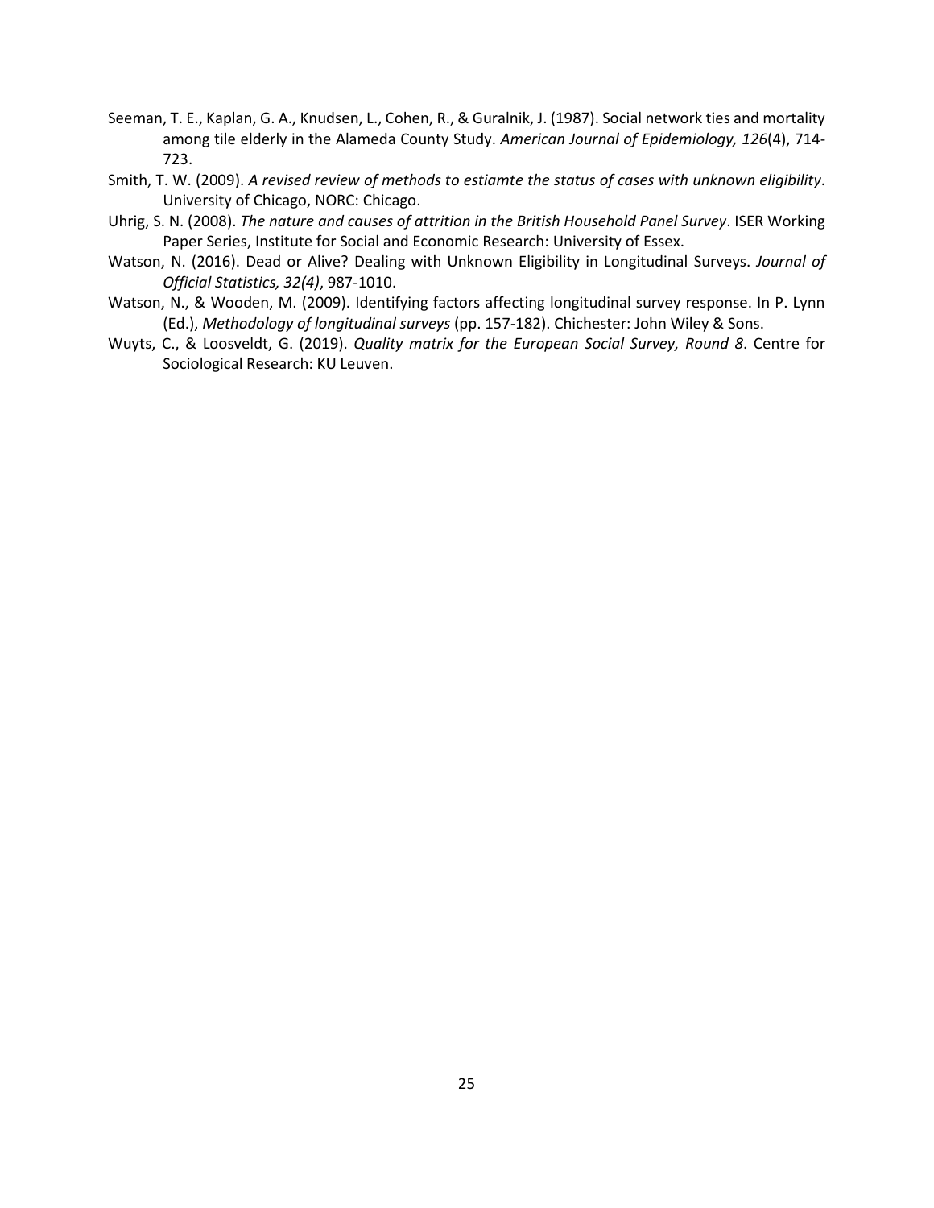Seeman, T. E., Kaplan, G. A., Knudsen, L., Cohen, R., & Guralnik, J. (1987). Social network ties and mortality among tile elderly in the Alameda County Study. *American Journal of Epidemiology, 126*(4), 714-723.

Smith, T. W. (2009). *A revised review of methods to estiamte the status of cases with unknown eligibility*. University of Chicago, NORC: Chicago.

Uhrig, S. N. (2008). *The nature and causes of attrition in the British Household Panel Survey*. ISER Working Paper Series, Institute for Social and Economic Research: University of Essex.

Watson, N. (2016). Dead or Alive? Dealing with Unknown Eligibility in Longitudinal Surveys. *Journal of Official Statistics, 32(4)*, 987-1010.

Watson, N., & Wooden, M. (2009). Identifying factors affecting longitudinal survey response. In P. Lynn (Ed.), *Methodology of longitudinal surveys* (pp. 157-182). Chichester: John Wiley & Sons.

Wuyts, C., & Loosveldt, G. (2019). *Quality matrix for the European Social Survey, Round 8*. Centre for Sociological Research: KU Leuven.